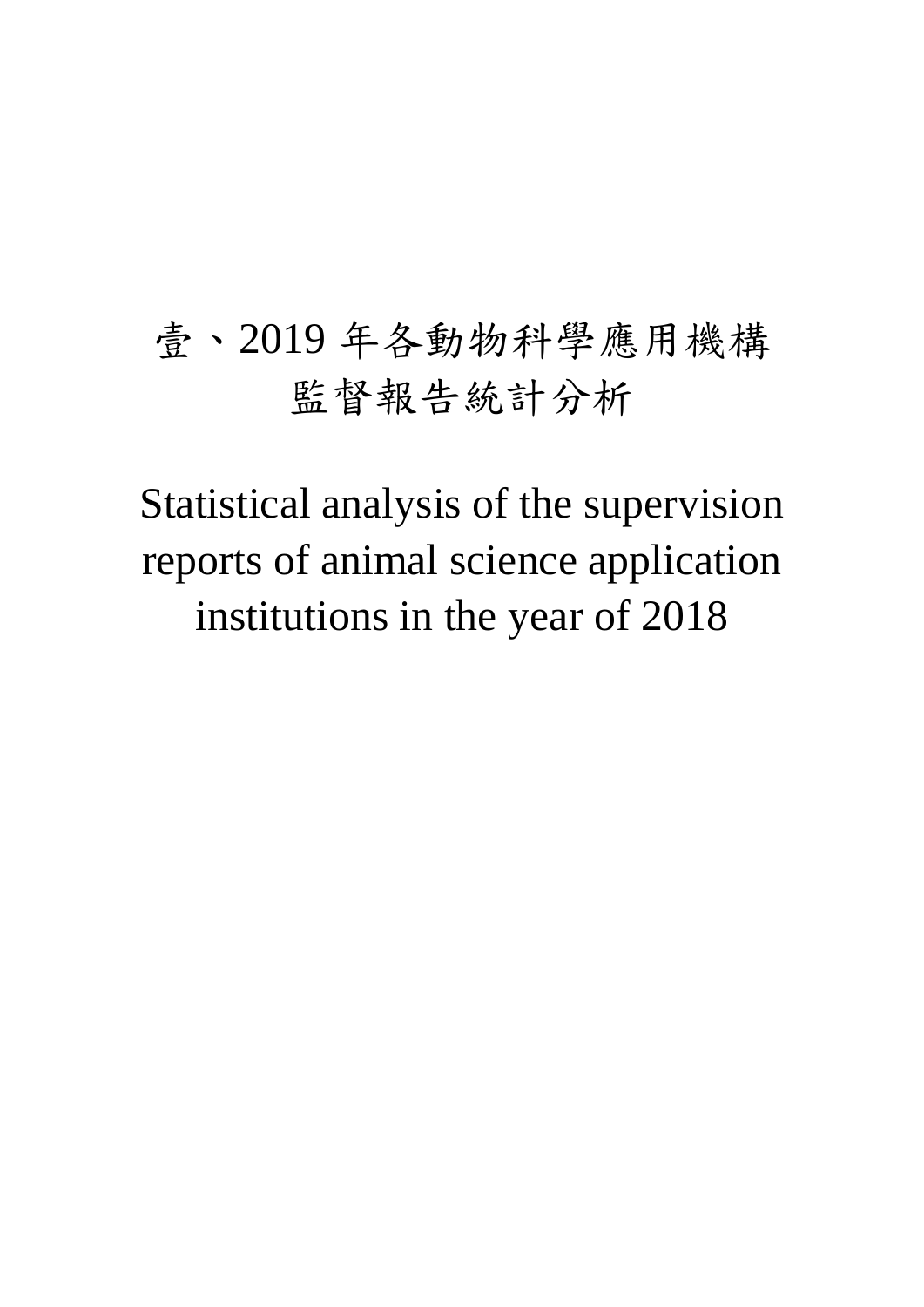# 壹、2019 年各動物科學應用機構監督報告統計分析

# Statistical analysis of the supervision reports of animal science application institutions in the year of 2018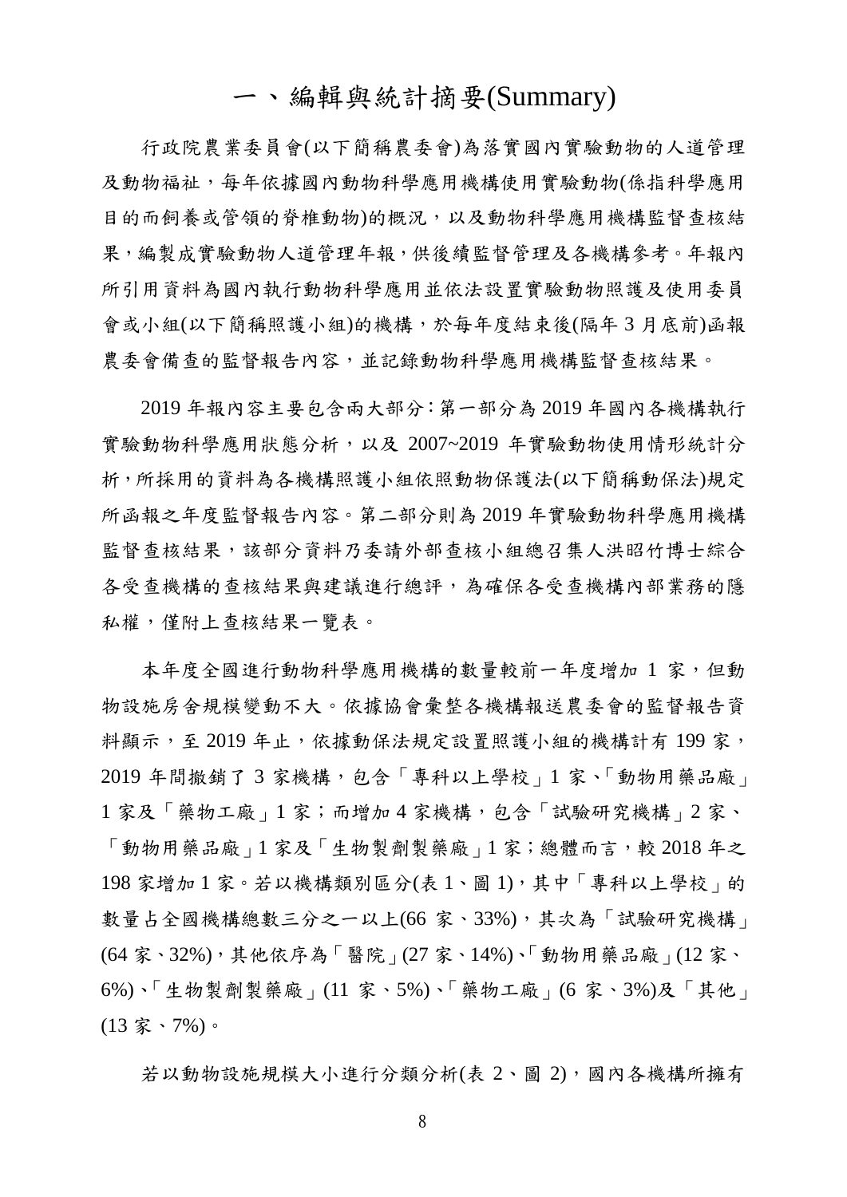# 一、編輯與統計摘要(Summary)

行政院農業委員會(以下簡稱農委會)為落實國內實驗動物的人道管理及動物福祉，每年依據國內動物科學應用機構使用實驗動物(係指科學應用目的而飼養或管領的脊椎動物)的概況，以及動物科學應用機構監督查核結果，編製成實驗動物人道管理年報，供後續監督管理及各機構參考。年報內所引用資料為國內執行動物科學應用並依法設置實驗動物照護及使用委員會或小組(以下簡稱照護小組)的機構，於每年度結束後(隔年 3 月底前)函報農委會備查的監督報告內容，並記錄動物科學應用機構監督查核結果。

2019 年報內容主要包含兩大部分：第一部分為 2019 年國內各機構執行實驗動物科學應用狀態分析，以及 2007~2019 年實驗動物使用情形統計分析，所採用的資料為各機構照護小組依照動物保護法(以下簡稱動保法)規定所函報之年度監督報告內容。第二部分則為 2019 年實驗動物科學應用機構監督查核結果，該部分資料乃委請外部查核小組總召集人洪昭竹博士綜合各受查機構的查核結果與建議進行總評，為確保各受查機構內部業務的隱私權，僅附上查核結果一覽表。

本年度全國進行動物科學應用機構的數量較前一年度增加 1 家，但動物設施房舍規模變動不大。依據協會彙整各機構報送農委會的監督報告資料顯示，至 2019 年止，依據動保法規定設置照護小組的機構計有 199 家，2019 年間撤銷了 3 家機構，包含「專科以上學校」1 家、「動物用藥品廠」1 家及「藥物工廠」1 家；而增加 4 家機構，包含「試驗研究機構」2 家、「動物用藥品廠」1 家及「生物製劑製藥廠」1 家；總體而言，較 2018 年之 198 家增加 1 家。若以機構類別區分(表 1、圖 1)，其中「專科以上學校」的數量占全國機構總數三分之一以上(66 家、33%)，其次為「試驗研究機構」(64 家、32%)，其他依序為「醫院」(27 家、14%)、「動物用藥品廠」(12 家、6%)、「生物製劑製藥廠」(11 家、5%)、「藥物工廠」(6 家、3%)及「其他」(13 家、7%)。

若以動物設施規模大小進行分類分析(表 2、圖 2)，國內各機構所擁有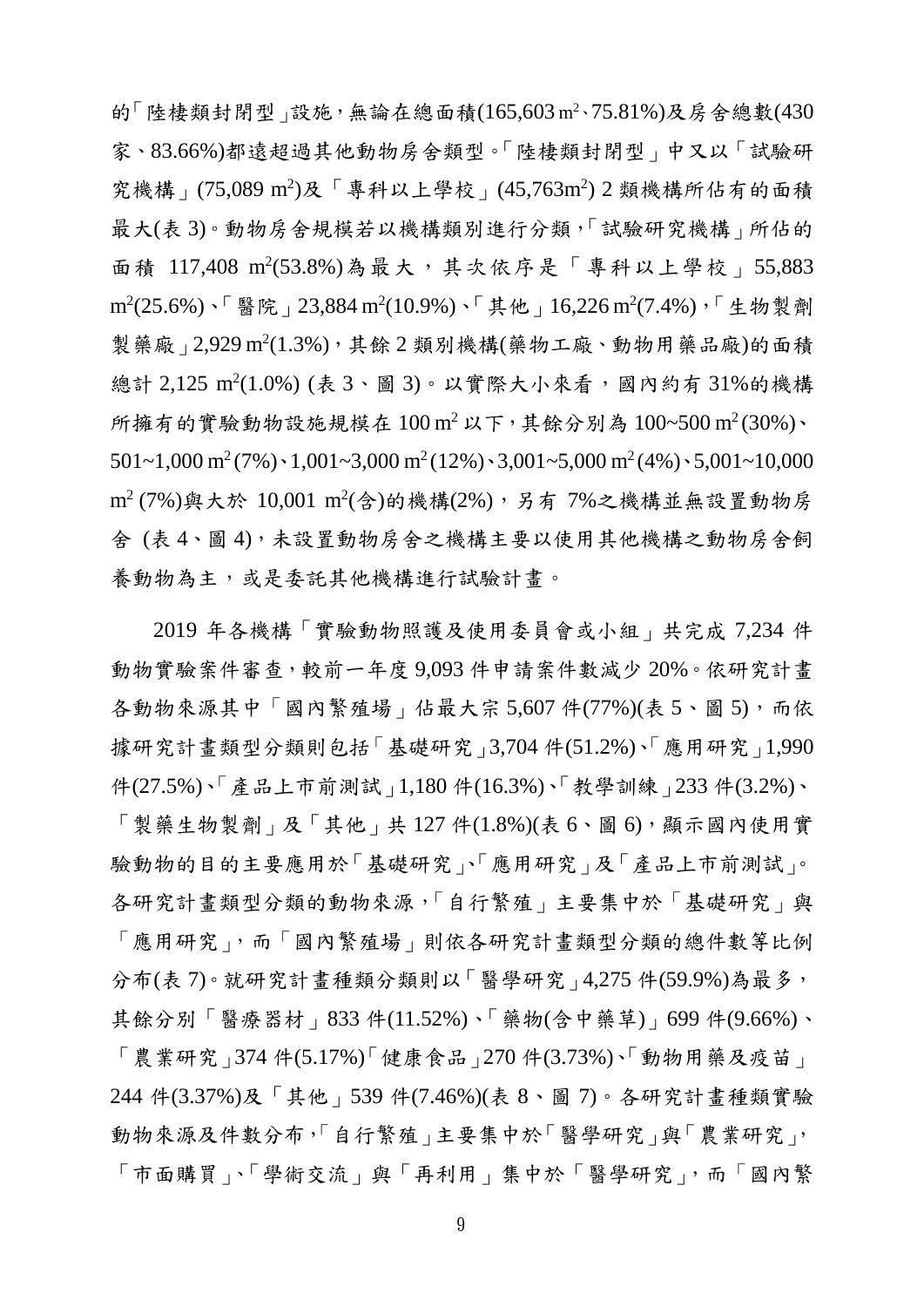的「陸棲類封閉型」設施，無論在總面積(165,603 $m^2$、75.81%)及房舍總數(430 家、83.66%)都遠超過其他動物房舍類型。「陸棲類封閉型」中又以「試驗研究機構」(75,089 $m^2$)及「專科以上學校」(45,763$m^2$) 2 類機構所佔有的面積最大(表 3)。動物房舍規模若以機構類別進行分類，「試驗研究機構」所佔的面積 117,408 $m^2$(53.8%)為最大，其次依序是「專科以上學校」55,883 $m^2$(25.6%)、「醫院」23,884 $m^2$(10.9%)、「其他」16,226 $m^2$(7.4%)，「生物製劑製藥廠」2,929 $m^2$(1.3%)，其餘 2 類別機構(藥物工廠、動物用藥品廠)的面積總計 2,125 $m^2$(1.0%) (表 3、圖 3)。以實際大小來看，國內約有 31%的機構所擁有的實驗動物設施規模在 100 $m^2$ 以下，其餘分別為 100~500 $m^2$ (30%)、501~1,000 $m^2$ (7%)、1,001~3,000 $m^2$ (12%)、3,001~5,000 $m^2$ (4%)、5,001~10,000 $m^2$ (7%)與大於 10,001 $m^2$(含)的機構(2%)，另有 7%之機構並無設置動物房舍 (表 4、圖 4)，未設置動物房舍之機構主要以使用其他機構之動物房舍飼養動物為主，或是委託其他機構進行試驗計畫。

2019 年各機構「實驗動物照護及使用委員會或小組」共完成 7,234 件動物實驗案件審查，較前一年度 9,093 件申請案件數減少 20%。依研究計畫各動物來源其中「國內繁殖場」佔最大宗 5,607 件(77%)(表 5、圖 5)，而依據研究計畫類型分類則包括「基礎研究」3,704 件(51.2%)、「應用研究」1,990 件(27.5%)、「產品上市前測試」1,180 件(16.3%)、「教學訓練」233 件(3.2%)、「製藥生物製劑」及「其他」共 127 件(1.8%)(表 6、圖 6)，顯示國內使用實驗動物的目的主要應用於「基礎研究」、「應用研究」及「產品上市前測試」。各研究計畫類型分類的動物來源，「自行繁殖」主要集中於「基礎研究」與「應用研究」，而「國內繁殖場」則依各研究計畫類型分類的總件數等比例分布(表 7)。就研究計畫種類分類則以「醫學研究」4,275 件(59.9%)為最多，其餘分別「醫療器材」833 件(11.52%)、「藥物(含中藥草)」699 件(9.66%)、「農業研究」374 件(5.17%)「健康食品」270 件(3.73%)、「動物用藥及疫苗」244 件(3.37%)及「其他」539 件(7.46%)(表 8、圖 7)。各研究計畫種類實驗動物來源及件數分布，「自行繁殖」主要集中於「醫學研究」與「農業研究」，「市面購買」、「學術交流」與「再利用」集中於「醫學研究」，而「國內繁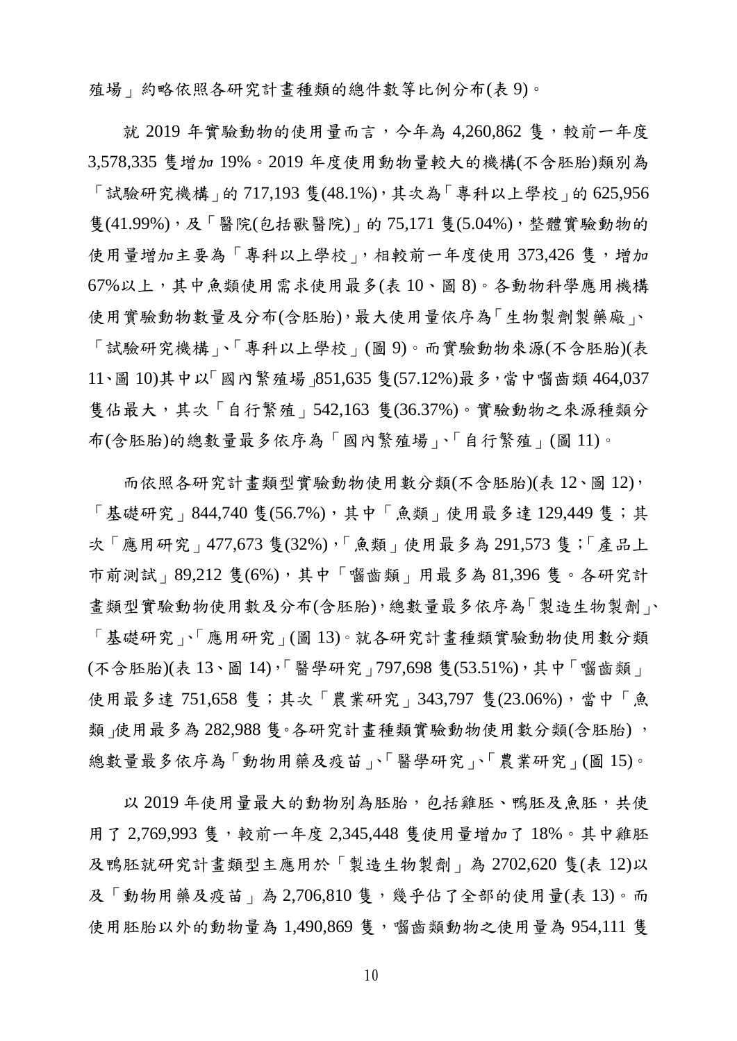殖場」約略依照各研究計畫種類的總件數等比例分布(表 9)。

就 2019 年實驗動物的使用量而言，今年為 4,260,862 隻，較前一年度 3,578,335 隻增加 19%。2019 年度使用動物量較大的機構(不含胚胎)類別為「試驗研究機構」的 717,193 隻(48.1%)，其次為「專科以上學校」的 625,956 隻(41.99%)，及「醫院(包括獸醫院)」的 75,171 隻(5.04%)，整體實驗動物的使用量增加主要為「專科以上學校」，相較前一年度使用 373,426 隻，增加 67%以上，其中魚類使用需求使用最多(表 10、圖 8)。各動物科學應用機構使用實驗動物數量及分布(含胚胎)，最大使用量依序為「生物製劑製藥廠」、「試驗研究機構」、「專科以上學校」(圖 9)。而實驗動物來源(不含胚胎)(表 11、圖 10)其中以「國內繁殖場」851,635 隻(57.12%)最多，當中囓齒類 464,037 隻佔最大，其次「自行繁殖」542,163 隻(36.37%)。實驗動物之來源種類分布(含胚胎)的總數量最多依序為「國內繁殖場」、「自行繁殖」(圖 11)。

而依照各研究計畫類型實驗動物使用數分類(不含胚胎)(表 12、圖 12)，「基礎研究」844,740 隻(56.7%)，其中「魚類」使用最多達 129,449 隻；其次「應用研究」477,673 隻(32%)，「魚類」使用最多為 291,573 隻；「產品上市前測試」89,212 隻(6%)，其中「囓齒類」用最多為 81,396 隻。各研究計畫類型實驗動物使用數及分布(含胚胎)，總數量最多依序為「製造生物製劑」、「基礎研究」、「應用研究」(圖 13)。就各研究計畫種類實驗動物使用數分類(不含胚胎)(表 13、圖 14)，「醫學研究」797,698 隻(53.51%)，其中「囓齒類」使用最多達 751,658 隻；其次「農業研究」343,797 隻(23.06%)，當中「魚類」使用最多為 282,988 隻。各研究計畫種類實驗動物使用數分類(含胚胎)，總數量最多依序為「動物用藥及疫苗」、「醫學研究」、「農業研究」(圖 15)。

以 2019 年使用量最大的動物別為胚胎，包括雞胚、鴨胚及魚胚，共使用了 2,769,993 隻，較前一年度 2,345,448 隻使用量增加了 18%。其中雞胚及鴨胚就研究計畫類型主應用於「製造生物製劑」為 2702,620 隻(表 12)以及「動物用藥及疫苗」為 2,706,810 隻，幾乎佔了全部的使用量(表 13)。而使用胚胎以外的動物量為 1,490,869 隻，囓齒類動物之使用量為 954,111 隻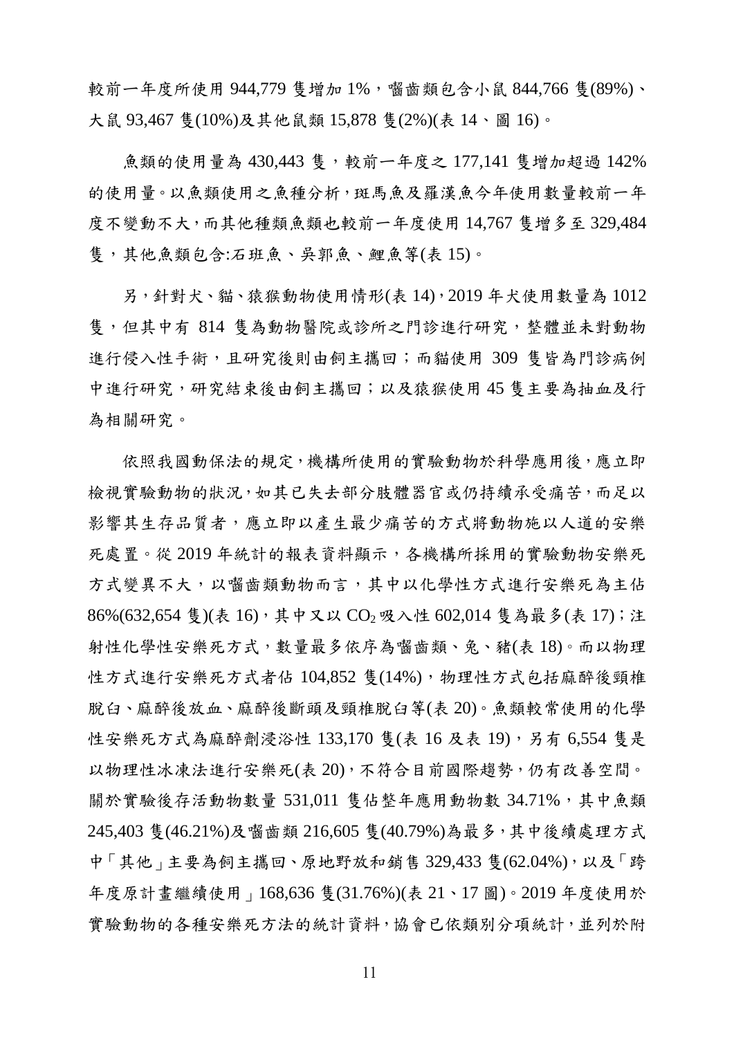較前一年度所使用 944,779 隻增加 1%，囓齒類包含小鼠 844,766 隻(89%)、大鼠 93,467 隻(10%)及其他鼠類 15,878 隻(2%)(表 14、圖 16)。

魚類的使用量為 430,443 隻，較前一年度之 177,141 隻增加超過 142%的使用量。以魚類使用之魚種分析，斑馬魚及羅漢魚今年使用數量較前一年度不變動不大，而其他種類魚類也較前一年度使用 14,767 隻增多至 329,484 隻，其他魚類包含:石班魚、吳郭魚、鯉魚等(表 15)。

另，針對犬、貓、猿猴動物使用情形(表 14)，2019 年犬使用數量為 1012 隻，但其中有 814 隻為動物醫院或診所之門診進行研究，整體並未對動物進行侵入性手術，且研究後則由飼主攜回；而貓使用 309 隻皆為門診病例中進行研究，研究結束後由飼主攜回；以及猿猴使用 45 隻主要為抽血及行為相關研究。

依照我國動保法的規定，機構所使用的實驗動物於科學應用後，應立即檢視實驗動物的狀況，如其已失去部分肢體器官或仍持續承受痛苦，而足以影響其生存品質者，應立即以產生最少痛苦的方式將動物施以人道的安樂死處置。從 2019 年統計的報表資料顯示，各機構所採用的實驗動物安樂死方式變異不大，以囓齒類動物而言，其中以化學性方式進行安樂死為主佔 86%(632,654 隻)(表 16)，其中又以 $CO_2$ 吸入性 602,014 隻為最多(表 17)；注射性化學性安樂死方式，數量最多依序為囓齒類、兔、豬(表 18)。而以物理性方式進行安樂死方式者佔 104,852 隻(14%)，物理性方式包括麻醉後頸椎脫臼、麻醉後放血、麻醉後斷頭及頸椎脫臼等(表 20)。魚類較常使用的化學性安樂死方式為麻醉劑浸浴性 133,170 隻(表 16 及表 19)，另有 6,554 隻是以物理性冰凍法進行安樂死(表 20)，不符合目前國際趨勢，仍有改善空間。關於實驗後存活動物數量 531,011 隻佔整年應用動物數 34.71%，其中魚類 245,403 隻(46.21%)及囓齒類 216,605 隻(40.79%)為最多，其中後續處理方式中「其他」主要為飼主攜回、原地野放和銷售 329,433 隻(62.04%)，以及「跨年度原計畫繼續使用」168,636 隻(31.76%)(表 21、17 圖)。2019 年度使用於實驗動物的各種安樂死方法的統計資料，協會已依類別分項統計，並列於附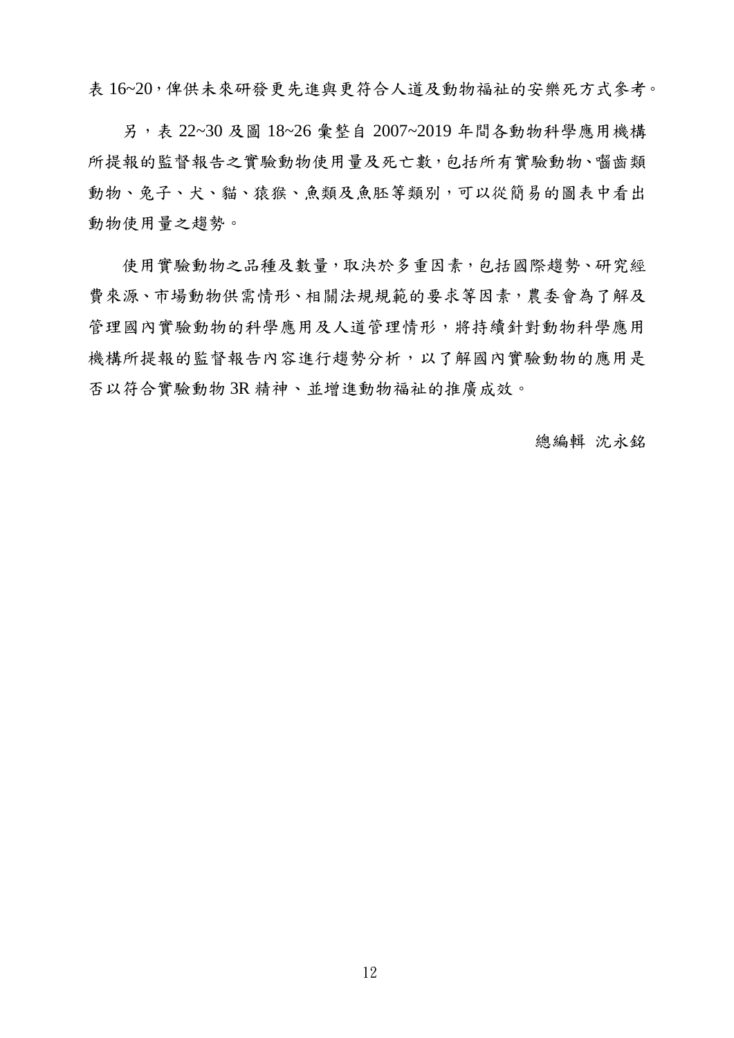表 16~20，俾供未來研發更先進與更符合人道及動物福祉的安樂死方式參考。

另，表 22~30 及圖 18~26 彙整自 2007~2019 年間各動物科學應用機構所提報的監督報告之實驗動物使用量及死亡數，包括所有實驗動物、囓齒類動物、兔子、犬、貓、猿猴、魚類及魚胚等類別，可以從簡易的圖表中看出動物使用量之趨勢。

使用實驗動物之品種及數量，取決於多重因素，包括國際趨勢、研究經費來源、市場動物供需情形、相關法規規範的要求等因素，農委會為了解及管理國內實驗動物的科學應用及人道管理情形，將持續針對動物科學應用機構所提報的監督報告內容進行趨勢分析，以了解國內實驗動物的應用是否以符合實驗動物 3R 精神、並增進動物福祉的推廣成效。

總編輯 沈永銘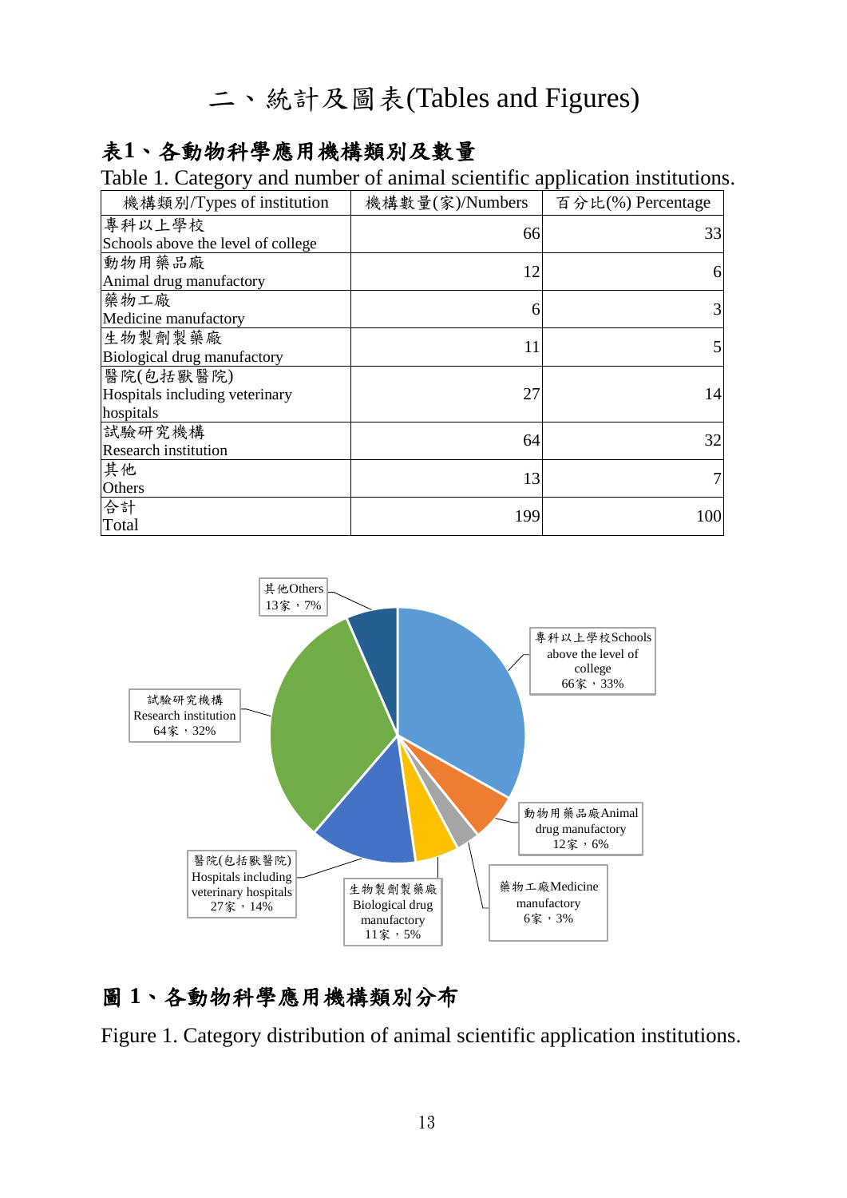# 二、統計及圖表(Tables and Figures)

## 表1、各動物科學應用機構類別及數量

Table 1. Category and number of animal scientific application institutions.

| 機構類別/Types of institution | 機構數量(家)/Numbers | 百分比(%) Percentage |
|---|---|---|
| 專科以上學校<br>Schools above the level of college | 66 | 33 |
| 動物用藥品廠<br>Animal drug manufactory | 12 | 6 |
| 藥物工廠<br>Medicine manufactory | 6 | 3 |
| 生物製劑製藥廠<br>Biological drug manufactory | 11 | 5 |
| 醫院(包括獸醫院)<br>Hospitals including veterinary hospitals | 27 | 14 |
| 試驗研究機構<br>Research institution | 64 | 32 |
| 其他<br>Others | 13 | 7 |
| 合計<br>Total | 199 | 100 |

其他Others
13家，7%

專科以上學校Schools above the level of college
66家，33%

試驗研究機構
Research institution
64家，32%

動物用藥品廠Animal drug manufactory
12家，6%

醫院(包括獸醫院)
Hospitals including veterinary hospitals
27家，14%

生物製劑製藥廠
Biological drug manufactory
11家，5%

藥物工廠Medicine manufactory
6家，3%

## 圖 1、各動物科學應用機構類別分布

Figure 1. Category distribution of animal scientific application institutions.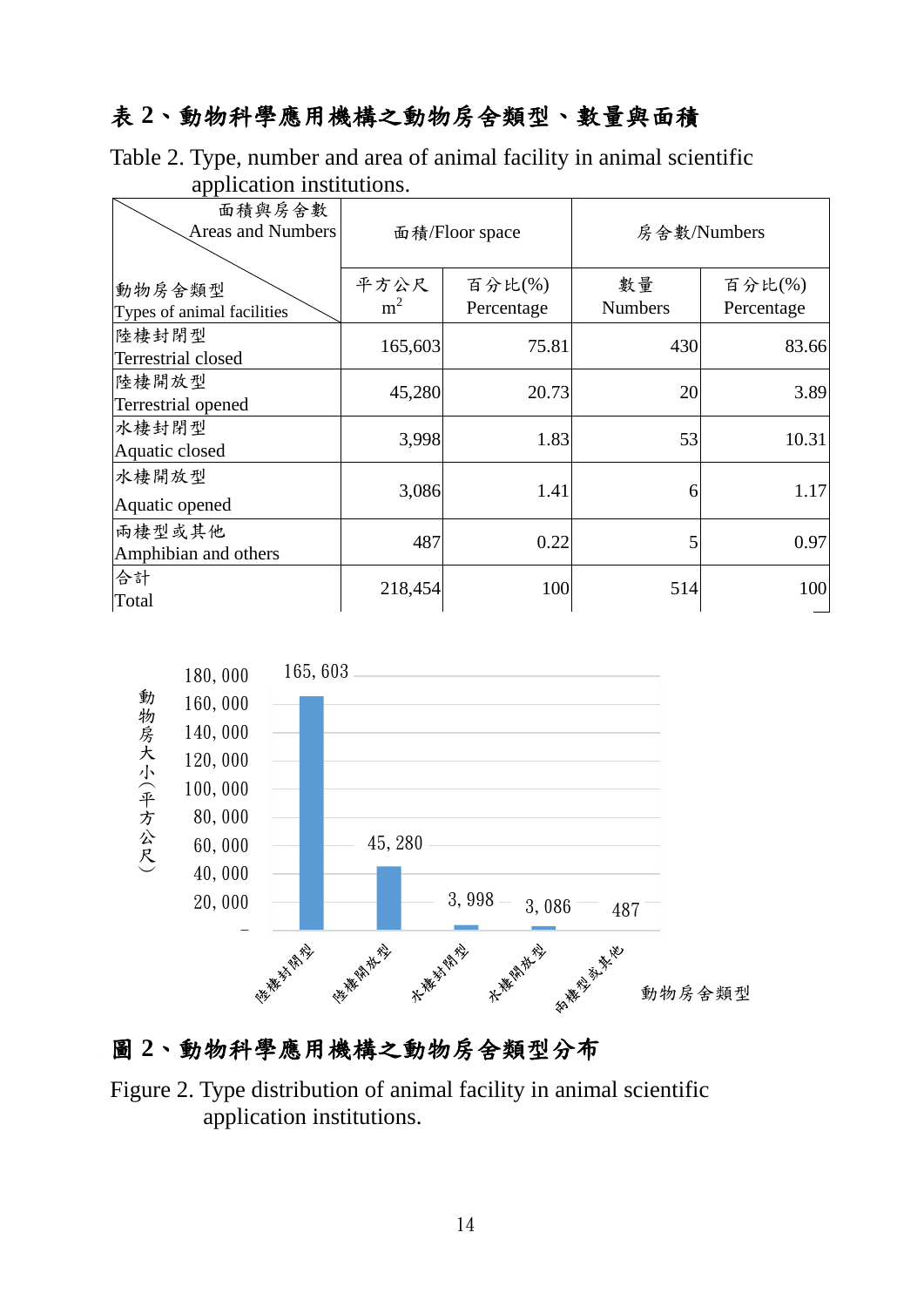## 表 2、動物科學應用機構之動物房舍類型、數量與面積

Table 2. Type, number and area of animal facility in animal scientific application institutions.

| 面積與房舍數 Areas and Numbers / 動物房舍類型 Types of animal facilities | 面積/Floor space | | 房舍數/Numbers | |
|---|---|---|---|---|
| | 平方公尺 $m^2$ | 百分比(%) Percentage | 數量 Numbers | 百分比(%) Percentage |
| 陸棲封閉型 Terrestrial closed | 165,603 | 75.81 | 430 | 83.66 |
| 陸棲開放型 Terrestrial opened | 45,280 | 20.73 | 20 | 3.89 |
| 水棲封閉型 Aquatic closed | 3,998 | 1.83 | 53 | 10.31 |
| 水棲開放型 Aquatic opened | 3,086 | 1.41 | 6 | 1.17 |
| 兩棲型或其他 Amphibian and others | 487 | 0.22 | 5 | 0.97 |
| 合計 Total | 218,454 | 100 | 514 | 100 |

動物房大小(平方公尺)

180, 000
160, 000
140, 000
120, 000
100, 000
80, 000
60, 000
40, 000
20, 000
–

165, 603
45, 280
3, 998
3, 086
487

陸棲封閉型
陸棲開放型
水棲封閉型
水棲開放型
兩棲型或其他

動物房舍類型

## 圖 2、動物科學應用機構之動物房舍類型分布

Figure 2. Type distribution of animal facility in animal scientific application institutions.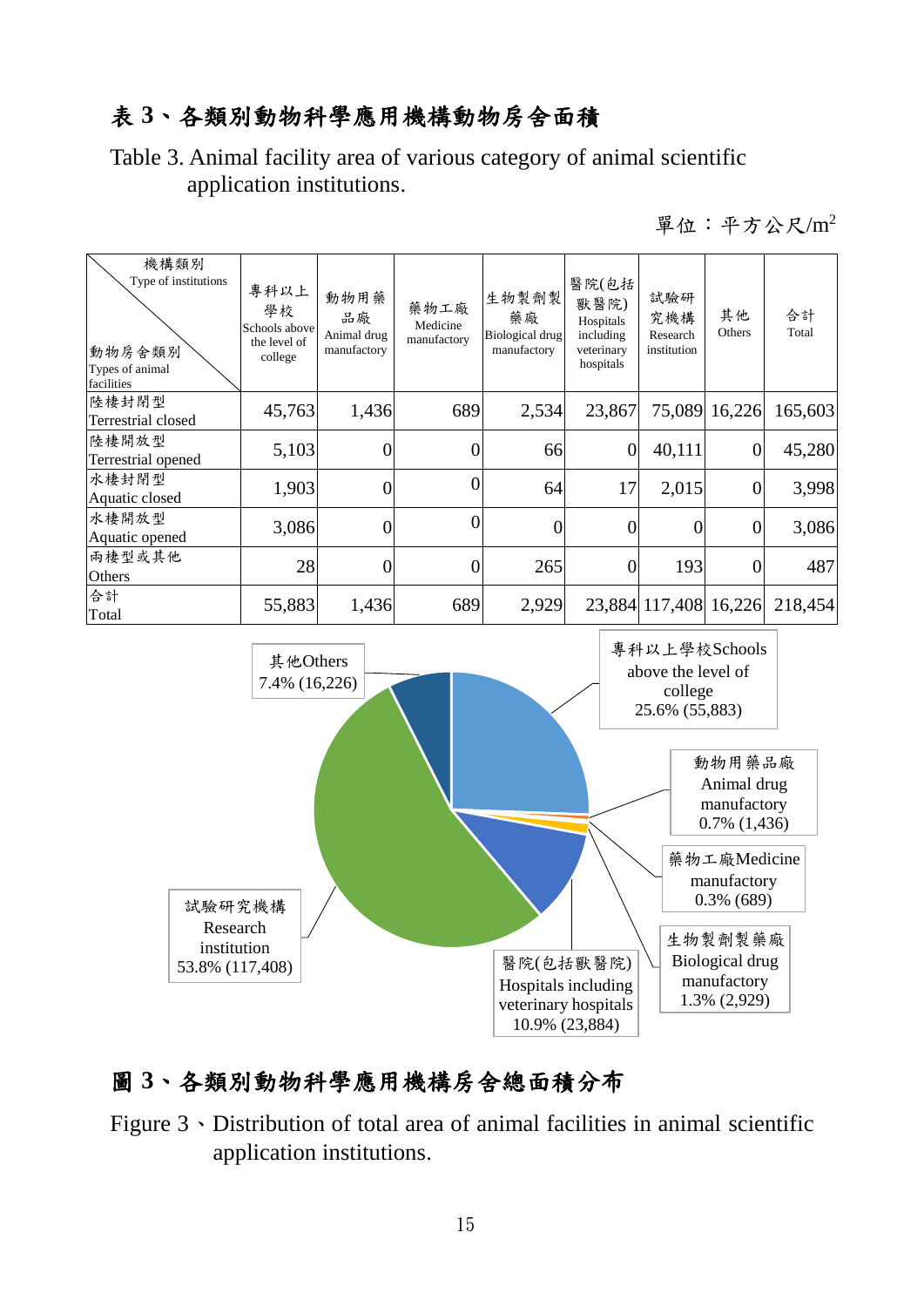# 表 3、各類別動物科學應用機構動物房舍面積

Table 3. Animal facility area of various category of animal scientific application institutions.

單位：平方公尺/$m^2$

| 機構類別 Type of institutions / 動物房舍類別 Types of animal facilities | 專科以上學校 Schools above the level of college | 動物用藥品廠 Animal drug manufactory | 藥物工廠 Medicine manufactory | 生物製劑製藥廠 Biological drug manufactory | 醫院(包括獸醫院) Hospitals including veterinary hospitals | 試驗研究機構 Research institution | 其他 Others | 合計 Total |
|---|---|---|---|---|---|---|---|---|
| 陸棲封閉型 Terrestrial closed | 45,763 | 1,436 | 689 | 2,534 | 23,867 | 75,089 | 16,226 | 165,603 |
| 陸棲開放型 Terrestrial opened | 5,103 | 0 | 0 | 66 | 0 | 40,111 | 0 | 45,280 |
| 水棲封閉型 Aquatic closed | 1,903 | 0 | 0 | 64 | 17 | 2,015 | 0 | 3,998 |
| 水棲開放型 Aquatic opened | 3,086 | 0 | 0 | 0 | 0 | 0 | 0 | 3,086 |
| 兩棲型或其他 Others | 28 | 0 | 0 | 265 | 0 | 193 | 0 | 487 |
| 合計 Total | 55,883 | 1,436 | 689 | 2,929 | 23,884 | 117,408 | 16,226 | 218,454 |

其他Others 7.4% (16,226)

專科以上學校Schools above the level of college 25.6% (55,883)

動物用藥品廠 Animal drug manufactory 0.7% (1,436)

藥物工廠Medicine manufactory 0.3% (689)

生物製劑製藥廠 Biological drug manufactory 1.3% (2,929)

醫院(包括獸醫院) Hospitals including veterinary hospitals 10.9% (23,884)

試驗研究機構 Research institution 53.8% (117,408)

# 圖 3、各類別動物科學應用機構房舍總面積分布

Figure 3、Distribution of total area of animal facilities in animal scientific application institutions.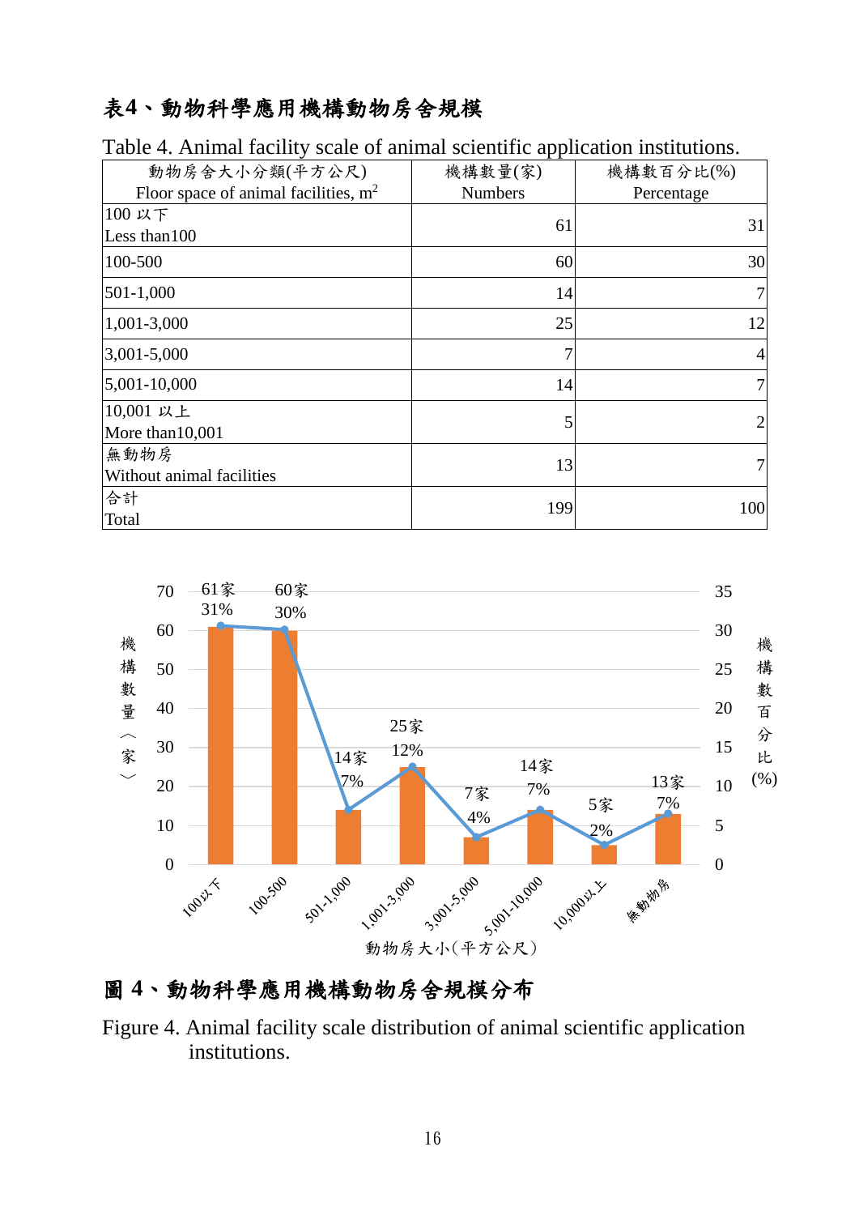## 表4、動物科學應用機構動物房舍規模

Table 4. Animal facility scale of animal scientific application institutions.

| 動物房舍大小分類(平方公尺) Floor space of animal facilities, $m^2$ | 機構數量(家) Numbers | 機構數百分比(%) Percentage |
|---|---|---|
| 100 以下 Less than100 | 61 | 31 |
| 100-500 | 60 | 30 |
| 501-1,000 | 14 | 7 |
| 1,001-3,000 | 25 | 12 |
| 3,001-5,000 | 7 | 4 |
| 5,001-10,000 | 14 | 7 |
| 10,001 以上 More than10,001 | 5 | 2 |
| 無動物房 Without animal facilities | 13 | 7 |
| 合計 Total | 199 | 100 |

## 圖 4、動物科學應用機構動物房舍規模分布

Figure 4. Animal facility scale distribution of animal scientific application institutions.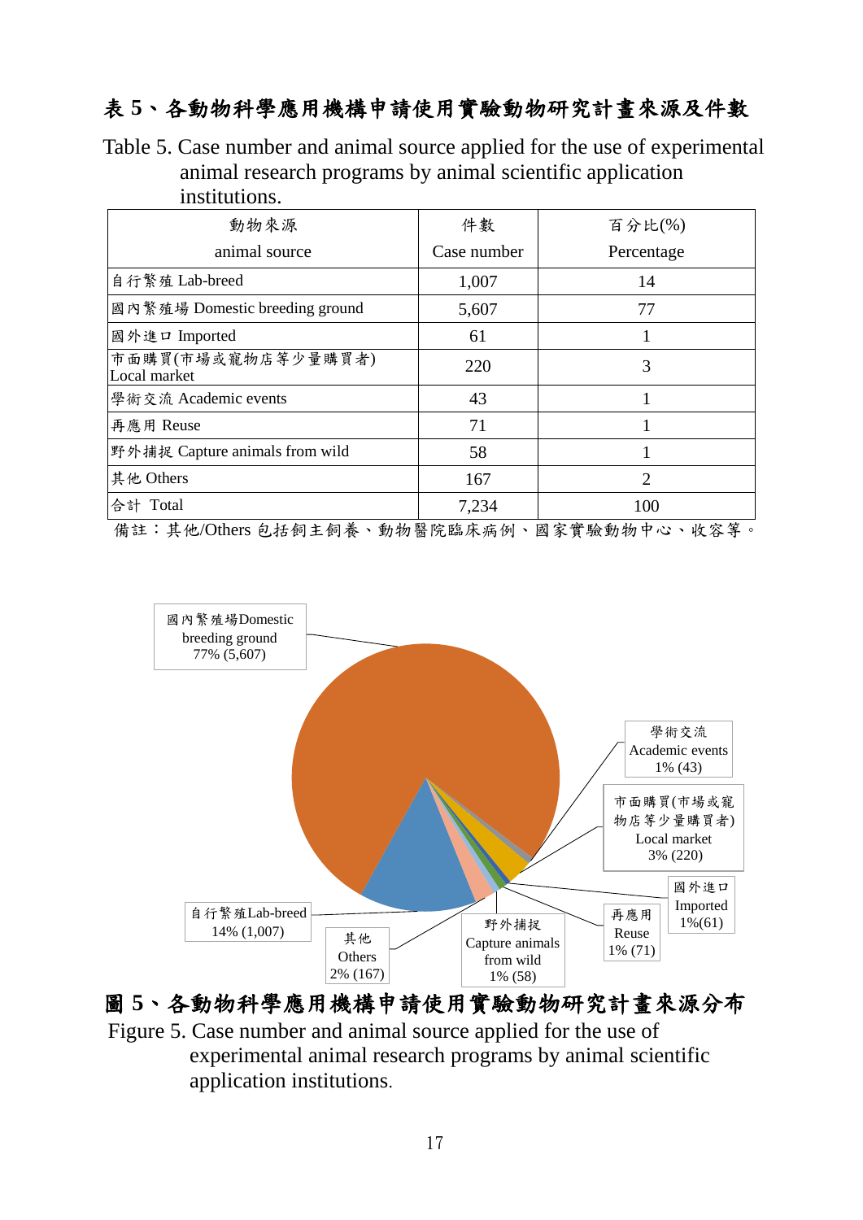# 表 5、各動物科學應用機構申請使用實驗動物研究計畫來源及件數

Table 5. Case number and animal source applied for the use of experimental animal research programs by animal scientific application institutions.

| 動物來源 animal source | 件數 Case number | 百分比(%) Percentage |
|---|---|---|
| 自行繁殖 Lab-breed | 1,007 | 14 |
| 國內繁殖場 Domestic breeding ground | 5,607 | 77 |
| 國外進口 Imported | 61 | 1 |
| 市面購買(市場或寵物店等少量購買者) Local market | 220 | 3 |
| 學術交流 Academic events | 43 | 1 |
| 再應用 Reuse | 71 | 1 |
| 野外捕捉 Capture animals from wild | 58 | 1 |
| 其他 Others | 167 | 2 |
| 合計 Total | 7,234 | 100 |

備註：其他/Others 包括飼主飼養、動物醫院臨床病例、國家實驗動物中心、收容等。

國內繁殖場Domestic breeding ground 77% (5,607)

學術交流 Academic events 1% (43)

市面購買(市場或寵物店等少量購買者) Local market 3% (220)

國外進口 Imported 1%(61)

再應用 Reuse 1% (71)

野外捕捉 Capture animals from wild 1% (58)

其他 Others 2% (167)

自行繁殖Lab-breed 14% (1,007)

# 圖 5、各動物科學應用機構申請使用實驗動物研究計畫來源分布

Figure 5. Case number and animal source applied for the use of experimental animal research programs by animal scientific application institutions.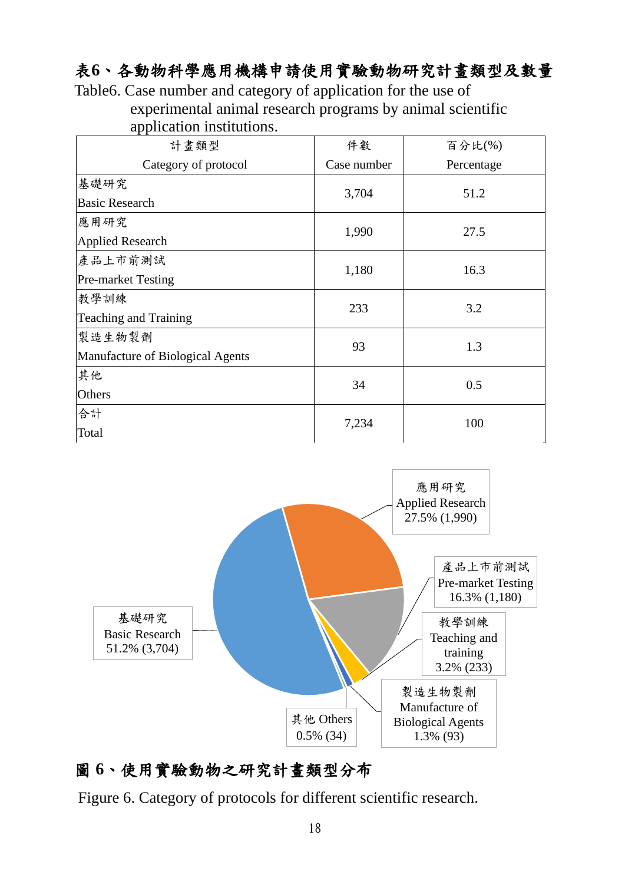**表6、各動物科學應用機構申請使用實驗動物研究計畫類型及數量**

Table6. Case number and category of application for the use of experimental animal research programs by animal scientific application institutions.

| 計畫類型 Category of protocol | 件數 Case number | 百分比(%) Percentage |
|---|---|---|
| 基礎研究 Basic Research | 3,704 | 51.2 |
| 應用研究 Applied Research | 1,990 | 27.5 |
| 產品上市前測試 Pre-market Testing | 1,180 | 16.3 |
| 教學訓練 Teaching and Training | 233 | 3.2 |
| 製造生物製劑 Manufacture of Biological Agents | 93 | 1.3 |
| 其他 Others | 34 | 0.5 |
| 合計 Total | 7,234 | 100 |

應用研究 Applied Research 27.5% (1,990)

產品上市前測試 Pre-market Testing 16.3% (1,180)

教學訓練 Teaching and training 3.2% (233)

製造生物製劑 Manufacture of Biological Agents 1.3% (93)

其他 Others 0.5% (34)

基礎研究 Basic Research 51.2% (3,704)

**圖 6、使用實驗動物之研究計畫類型分布**

Figure 6. Category of protocols for different scientific research.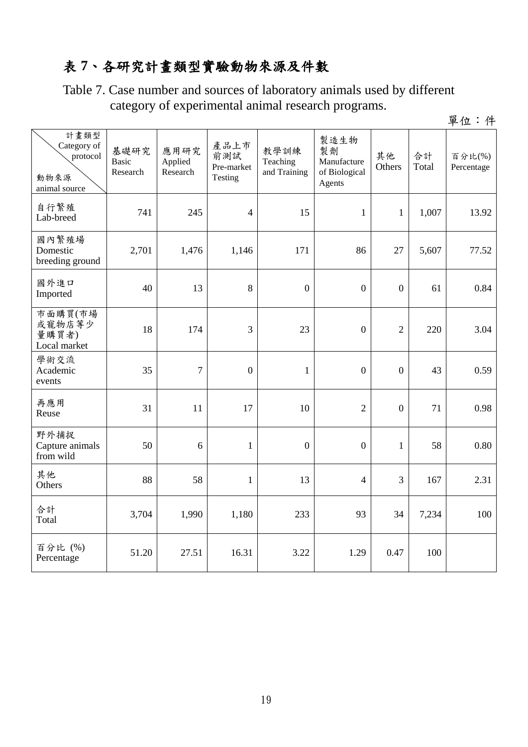# 表 7、各研究計畫類型實驗動物來源及件數

Table 7. Case number and sources of laboratory animals used by different category of experimental animal research programs.

單位：件

| 計畫類型 Category of protocol / 動物來源 animal source | 基礎研究 Basic Research | 應用研究 Applied Research | 產品上市前測試 Pre-market Testing | 教學訓練 Teaching and Training | 製造生物製劑 Manufacture of Biological Agents | 其他 Others | 合計 Total | 百分比(%) Percentage |
|---|---|---|---|---|---|---|---|---|
| 自行繁殖 Lab-breed | 741 | 245 | 4 | 15 | 1 | 1 | 1,007 | 13.92 |
| 國內繁殖場 Domestic breeding ground | 2,701 | 1,476 | 1,146 | 171 | 86 | 27 | 5,607 | 77.52 |
| 國外進口 Imported | 40 | 13 | 8 | 0 | 0 | 0 | 61 | 0.84 |
| 市面購買(市場或寵物店等少量購買者) Local market | 18 | 174 | 3 | 23 | 0 | 2 | 220 | 3.04 |
| 學術交流 Academic events | 35 | 7 | 0 | 1 | 0 | 0 | 43 | 0.59 |
| 再應用 Reuse | 31 | 11 | 17 | 10 | 2 | 0 | 71 | 0.98 |
| 野外捕捉 Capture animals from wild | 50 | 6 | 1 | 0 | 0 | 1 | 58 | 0.80 |
| 其他 Others | 88 | 58 | 1 | 13 | 4 | 3 | 167 | 2.31 |
| 合計 Total | 3,704 | 1,990 | 1,180 | 233 | 93 | 34 | 7,234 | 100 |
| 百分比 (%) Percentage | 51.20 | 27.51 | 16.31 | 3.22 | 1.29 | 0.47 | 100 | |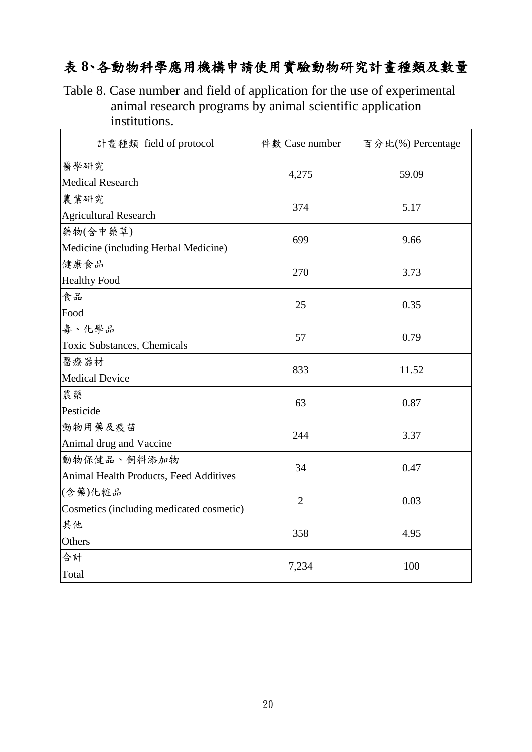# 表 8、各動物科學應用機構申請使用實驗動物研究計畫種類及數量

Table 8. Case number and field of application for the use of experimental animal research programs by animal scientific application institutions.

| 計畫種類 field of protocol | 件數 Case number | 百分比(%) Percentage |
|---|---|---|
| 醫學研究<br>Medical Research | 4,275 | 59.09 |
| 農業研究<br>Agricultural Research | 374 | 5.17 |
| 藥物(含中藥草)<br>Medicine (including Herbal Medicine) | 699 | 9.66 |
| 健康食品<br>Healthy Food | 270 | 3.73 |
| 食品<br>Food | 25 | 0.35 |
| 毒、化學品<br>Toxic Substances, Chemicals | 57 | 0.79 |
| 醫療器材<br>Medical Device | 833 | 11.52 |
| 農藥<br>Pesticide | 63 | 0.87 |
| 動物用藥及疫苗<br>Animal drug and Vaccine | 244 | 3.37 |
| 動物保健品、飼料添加物<br>Animal Health Products, Feed Additives | 34 | 0.47 |
| (含藥)化粧品<br>Cosmetics (including medicated cosmetic) | 2 | 0.03 |
| 其他<br>Others | 358 | 4.95 |
| 合計<br>Total | 7,234 | 100 |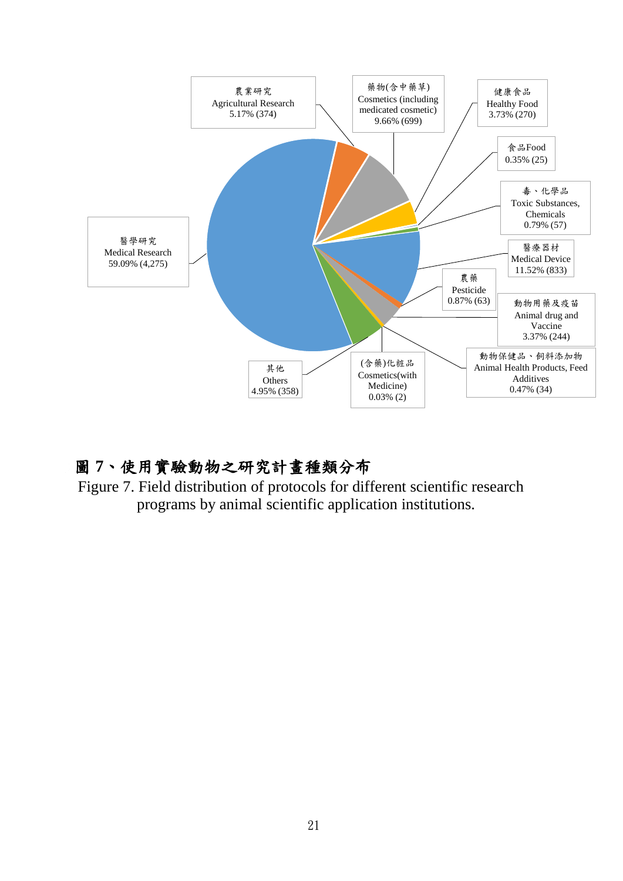農業研究
Agricultural Research
5.17% (374)

藥物(含中藥草)
Cosmetics (including medicated cosmetic)
9.66% (699)

健康食品
Healthy Food
3.73% (270)

食品Food
0.35% (25)

毒、化學品
Toxic Substances, Chemicals
0.79% (57)

醫療器材
Medical Device
11.52% (833)

農藥
Pesticide
0.87% (63)

動物用藥及疫苗
Animal drug and Vaccine
3.37% (244)

動物保健品、飼料添加物
Animal Health Products, Feed Additives
0.47% (34)

(含藥)化粧品
Cosmetics(with Medicine)
0.03% (2)

其他
Others
4.95% (358)

醫學研究
Medical Research
59.09% (4,275)

**圖 7、使用實驗動物之研究計畫種類分布**

Figure 7. Field distribution of protocols for different scientific research programs by animal scientific application institutions.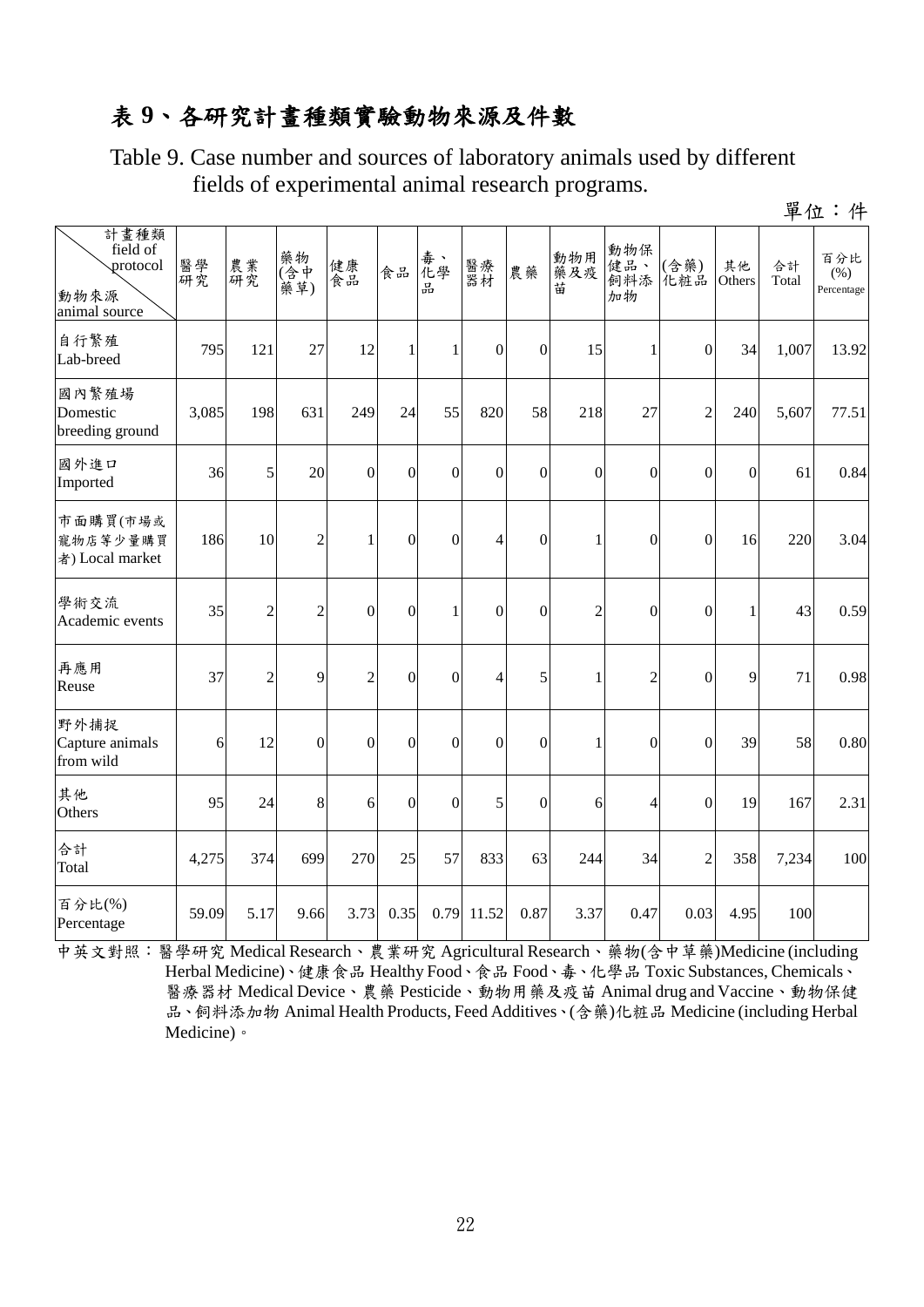# 表 9、各研究計畫種類實驗動物來源及件數

Table 9. Case number and sources of laboratory animals used by different fields of experimental animal research programs.

單位：件

| 計畫種類 field of protocol / 動物來源 animal source | 醫學研究 | 農業研究 | 藥物(含中藥草) | 健康食品 | 食品 | 毒、化學品 | 醫療器材 | 農藥 | 動物用藥及疫苗 | 動物保健品、飼料添加物 | (含藥)化粧品 | 其他 Others | 合計 Total | 百分比 (%) Percentage |
|---|---|---|---|---|---|---|---|---|---|---|---|---|---|---|
| 自行繁殖 Lab-breed | 795 | 121 | 27 | 12 | 1 | 1 | 0 | 0 | 15 | 1 | 0 | 34 | 1,007 | 13.92 |
| 國內繁殖場 Domestic breeding ground | 3,085 | 198 | 631 | 249 | 24 | 55 | 820 | 58 | 218 | 27 | 2 | 240 | 5,607 | 77.51 |
| 國外進口 Imported | 36 | 5 | 20 | 0 | 0 | 0 | 0 | 0 | 0 | 0 | 0 | 0 | 61 | 0.84 |
| 市面購買(市場或寵物店等少量購買者) Local market | 186 | 10 | 2 | 1 | 0 | 0 | 4 | 0 | 1 | 0 | 0 | 16 | 220 | 3.04 |
| 學術交流 Academic events | 35 | 2 | 2 | 0 | 0 | 1 | 0 | 0 | 2 | 0 | 0 | 1 | 43 | 0.59 |
| 再應用 Reuse | 37 | 2 | 9 | 2 | 0 | 0 | 4 | 5 | 1 | 2 | 0 | 9 | 71 | 0.98 |
| 野外捕捉 Capture animals from wild | 6 | 12 | 0 | 0 | 0 | 0 | 0 | 0 | 1 | 0 | 0 | 39 | 58 | 0.80 |
| 其他 Others | 95 | 24 | 8 | 6 | 0 | 0 | 5 | 0 | 6 | 4 | 0 | 19 | 167 | 2.31 |
| 合計 Total | 4,275 | 374 | 699 | 270 | 25 | 57 | 833 | 63 | 244 | 34 | 2 | 358 | 7,234 | 100 |
| 百分比(%) Percentage | 59.09 | 5.17 | 9.66 | 3.73 | 0.35 | 0.79 | 11.52 | 0.87 | 3.37 | 0.47 | 0.03 | 4.95 | 100 | |

中英文對照：醫學研究 Medical Research、農業研究 Agricultural Research、藥物(含中草藥)Medicine (including Herbal Medicine)、健康食品 Healthy Food、食品 Food、毒、化學品 Toxic Substances, Chemicals、醫療器材 Medical Device、農藥 Pesticide、動物用藥及疫苗 Animal drug and Vaccine、動物保健品、飼料添加物 Animal Health Products, Feed Additives、(含藥)化粧品 Medicine (including Herbal Medicine)。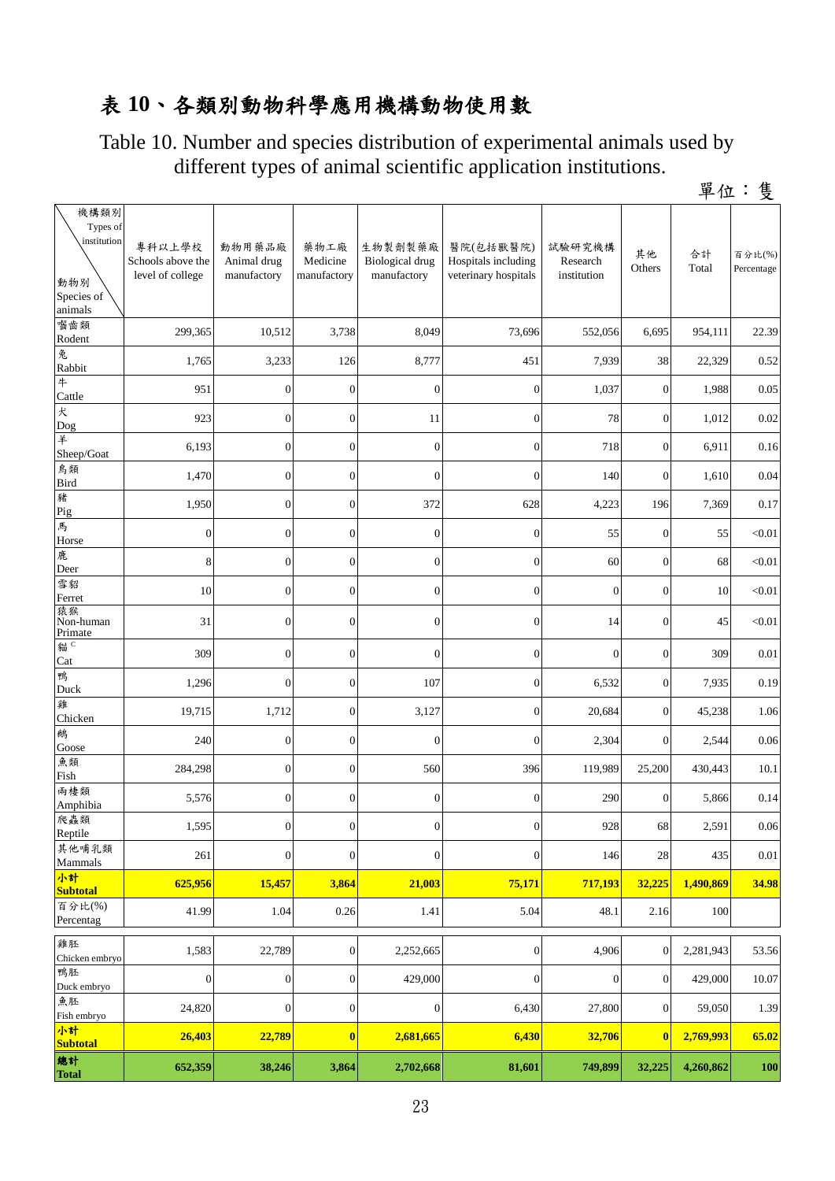# 表 10、各類別動物科學應用機構動物使用數

Table 10. Number and species distribution of experimental animals used by different types of animal scientific application institutions.

單位：隻

| 機構類別 Types of institution / 動物別 Species of animals | 專科以上學校 Schools above the level of college | 動物用藥品廠 Animal drug manufactory | 藥物工廠 Medicine manufactory | 生物製劑製藥廠 Biological drug manufactory | 醫院(包括獸醫院) Hospitals including veterinary hospitals | 試驗研究機構 Research institution | 其他 Others | 合計 Total | 百分比(%) Percentage |
|---|---|---|---|---|---|---|---|---|---|
| 嚙齒類 Rodent | 299,365 | 10,512 | 3,738 | 8,049 | 73,696 | 552,056 | 6,695 | 954,111 | 22.39 |
| 兔 Rabbit | 1,765 | 3,233 | 126 | 8,777 | 451 | 7,939 | 38 | 22,329 | 0.52 |
| 牛 Cattle | 951 | 0 | 0 | 0 | 0 | 1,037 | 0 | 1,988 | 0.05 |
| 犬 Dog | 923 | 0 | 0 | 11 | 0 | 78 | 0 | 1,012 | 0.02 |
| 羊 Sheep/Goat | 6,193 | 0 | 0 | 0 | 0 | 718 | 0 | 6,911 | 0.16 |
| 鳥類 Bird | 1,470 | 0 | 0 | 0 | 0 | 140 | 0 | 1,610 | 0.04 |
| 豬 Pig | 1,950 | 0 | 0 | 372 | 628 | 4,223 | 196 | 7,369 | 0.17 |
| 馬 Horse | 0 | 0 | 0 | 0 | 0 | 55 | 0 | 55 | <0.01 |
| 鹿 Deer | 8 | 0 | 0 | 0 | 0 | 60 | 0 | 68 | <0.01 |
| 雪貂 Ferret | 10 | 0 | 0 | 0 | 0 | 0 | 0 | 10 | <0.01 |
| 猿猴 Non-human Primate | 31 | 0 | 0 | 0 | 0 | 14 | 0 | 45 | <0.01 |
| 貓 Cat | 309 | 0 | 0 | 0 | 0 | 0 | 0 | 309 | 0.01 |
| 鴨 Duck | 1,296 | 0 | 0 | 107 | 0 | 6,532 | 0 | 7,935 | 0.19 |
| 雞 Chicken | 19,715 | 1,712 | 0 | 3,127 | 0 | 20,684 | 0 | 45,238 | 1.06 |
| 鵝 Goose | 240 | 0 | 0 | 0 | 0 | 2,304 | 0 | 2,544 | 0.06 |
| 魚類 Fish | 284,298 | 0 | 0 | 560 | 396 | 119,989 | 25,200 | 430,443 | 10.1 |
| 兩棲類 Amphibia | 5,576 | 0 | 0 | 0 | 0 | 290 | 0 | 5,866 | 0.14 |
| 爬蟲類 Reptile | 1,595 | 0 | 0 | 0 | 0 | 928 | 68 | 2,591 | 0.06 |
| 其他哺乳類 Mammals | 261 | 0 | 0 | 0 | 0 | 146 | 28 | 435 | 0.01 |
| **小計 Subtotal** | **625,956** | **15,457** | **3,864** | **21,003** | **75,171** | **717,193** | **32,225** | **1,490,869** | **34.98** |
| 百分比(%) Percentag | 41.99 | 1.04 | 0.26 | 1.41 | 5.04 | 48.1 | 2.16 | 100 | |
| 雞胚 Chicken embryo | 1,583 | 22,789 | 0 | 2,252,665 | 0 | 4,906 | 0 | 2,281,943 | 53.56 |
| 鴨胚 Duck embryo | 0 | 0 | 0 | 429,000 | 0 | 0 | 0 | 429,000 | 10.07 |
| 魚胚 Fish embryo | 24,820 | 0 | 0 | 0 | 6,430 | 27,800 | 0 | 59,050 | 1.39 |
| **小計 Subtotal** | **26,403** | **22,789** | **0** | **2,681,665** | **6,430** | **32,706** | **0** | **2,769,993** | **65.02** |
| **總計 Total** | **652,359** | **38,246** | **3,864** | **2,702,668** | **81,601** | **749,899** | **32,225** | **4,260,862** | **100** |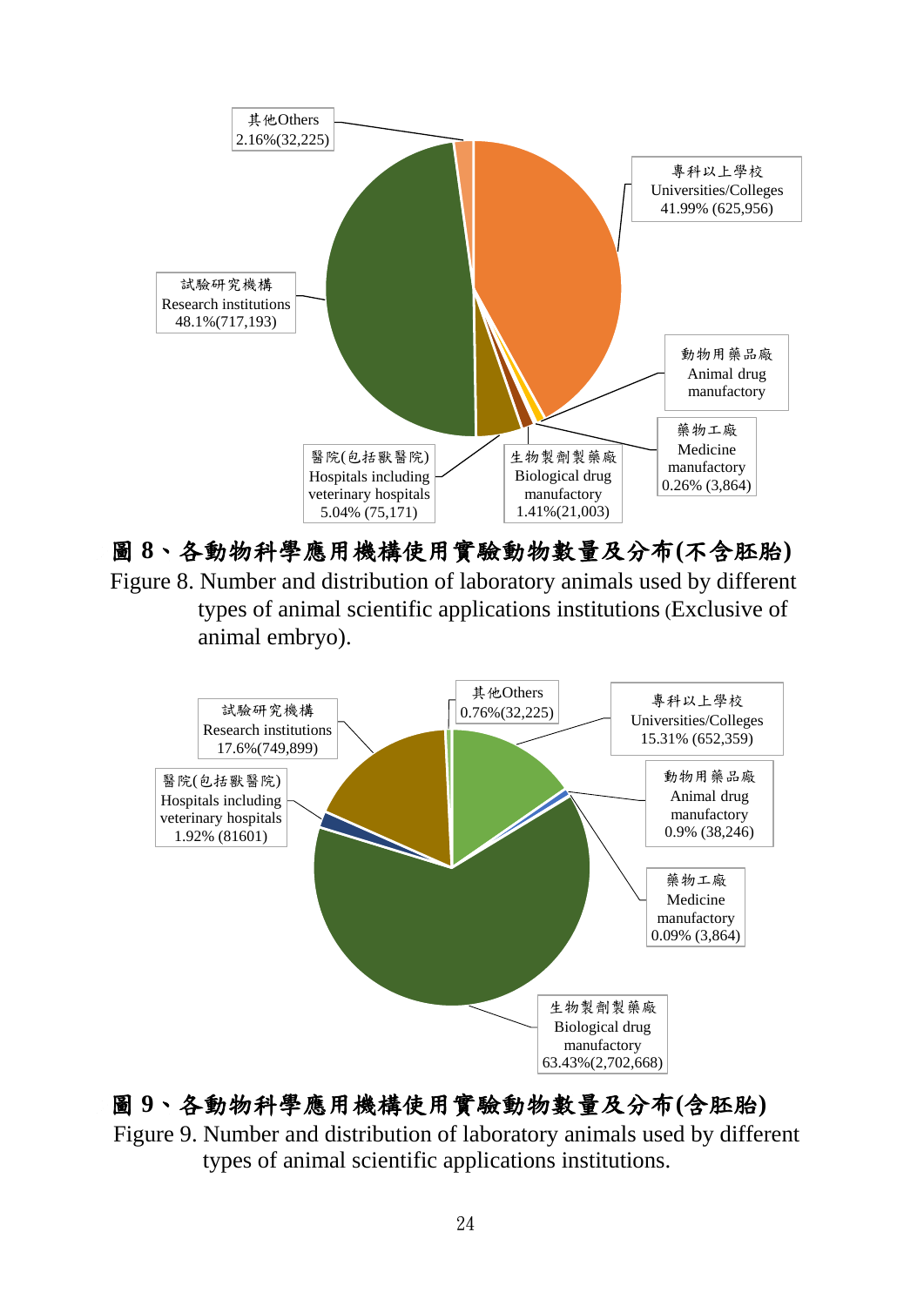其他Others
2.16%(32,225)

專科以上學校
Universities/Colleges
41.99% (625,956)

試驗研究機構
Research institutions
48.1%(717,193)

動物用藥品廠
Animal drug
manufactory

藥物工廠
Medicine
manufactory
0.26% (3,864)

醫院(包括獸醫院)
Hospitals including
veterinary hospitals
5.04% (75,171)

生物製劑製藥廠
Biological drug
manufactory
1.41%(21,003)

**圖 8、各動物科學應用機構使用實驗動物數量及分布(不含胚胎)**

Figure 8. Number and distribution of laboratory animals used by different types of animal scientific applications institutions (Exclusive of animal embryo).

其他Others
0.76%(32,225)

試驗研究機構
Research institutions
17.6%(749,899)

專科以上學校
Universities/Colleges
15.31% (652,359)

醫院(包括獸醫院)
Hospitals including
veterinary hospitals
1.92% (81601)

動物用藥品廠
Animal drug
manufactory
0.9% (38,246)

藥物工廠
Medicine
manufactory
0.09% (3,864)

生物製劑製藥廠
Biological drug
manufactory
63.43%(2,702,668)

**圖 9、各動物科學應用機構使用實驗動物數量及分布(含胚胎)**

Figure 9. Number and distribution of laboratory animals used by different types of animal scientific applications institutions.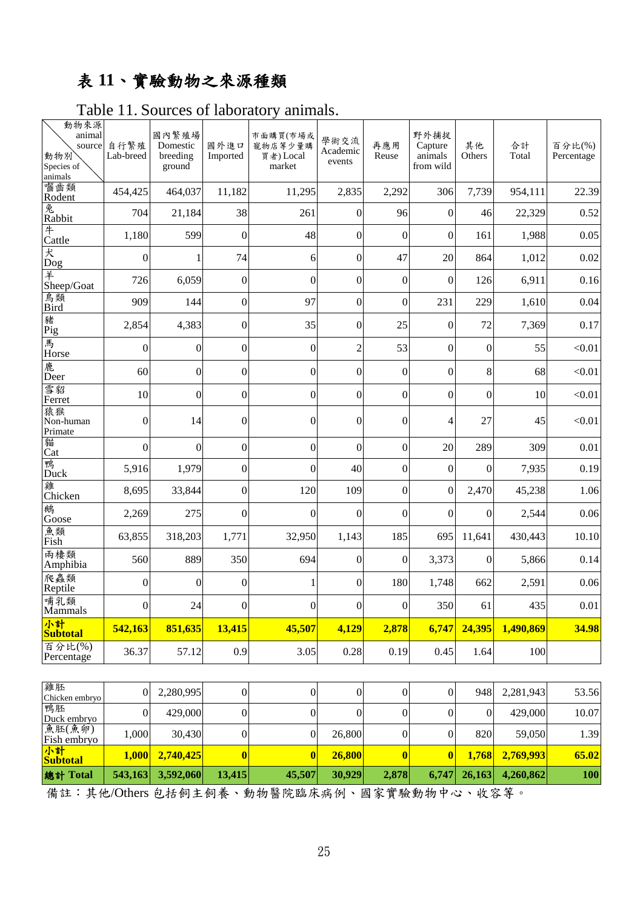# 表 11、實驗動物之來源種類

Table 11. Sources of laboratory animals.

| 動物來源 animal source<br>動物別 Species of animals | 自行繁殖 Lab-breed | 國內繁殖場 Domestic breeding ground | 國外進口 Imported | 市面購買(市場或寵物店等少量購買者) Local market | 學術交流 Academic events | 再應用 Reuse | 野外捕捉 Capture animals from wild | 其他 Others | 合計 Total | 百分比(%) Percentage |
|---|---|---|---|---|---|---|---|---|---|---|
| 囓齒類 Rodent | 454,425 | 464,037 | 11,182 | 11,295 | 2,835 | 2,292 | 306 | 7,739 | 954,111 | 22.39 |
| 兔 Rabbit | 704 | 21,184 | 38 | 261 | 0 | 96 | 0 | 46 | 22,329 | 0.52 |
| 牛 Cattle | 1,180 | 599 | 0 | 48 | 0 | 0 | 0 | 161 | 1,988 | 0.05 |
| 犬 Dog | 0 | 1 | 74 | 6 | 0 | 47 | 20 | 864 | 1,012 | 0.02 |
| 羊 Sheep/Goat | 726 | 6,059 | 0 | 0 | 0 | 0 | 0 | 126 | 6,911 | 0.16 |
| 鳥類 Bird | 909 | 144 | 0 | 97 | 0 | 0 | 231 | 229 | 1,610 | 0.04 |
| 豬 Pig | 2,854 | 4,383 | 0 | 35 | 0 | 25 | 0 | 72 | 7,369 | 0.17 |
| 馬 Horse | 0 | 0 | 0 | 0 | 2 | 53 | 0 | 0 | 55 | <0.01 |
| 鹿 Deer | 60 | 0 | 0 | 0 | 0 | 0 | 0 | 8 | 68 | <0.01 |
| 雪貂 Ferret | 10 | 0 | 0 | 0 | 0 | 0 | 0 | 0 | 10 | <0.01 |
| 猿猴 Non-human Primate | 0 | 14 | 0 | 0 | 0 | 0 | 4 | 27 | 45 | <0.01 |
| 貓 Cat | 0 | 0 | 0 | 0 | 0 | 0 | 20 | 289 | 309 | 0.01 |
| 鴨 Duck | 5,916 | 1,979 | 0 | 0 | 40 | 0 | 0 | 0 | 7,935 | 0.19 |
| 雞 Chicken | 8,695 | 33,844 | 0 | 120 | 109 | 0 | 0 | 2,470 | 45,238 | 1.06 |
| 鵝 Goose | 2,269 | 275 | 0 | 0 | 0 | 0 | 0 | 0 | 2,544 | 0.06 |
| 魚類 Fish | 63,855 | 318,203 | 1,771 | 32,950 | 1,143 | 185 | 695 | 11,641 | 430,443 | 10.10 |
| 兩棲類 Amphibia | 560 | 889 | 350 | 694 | 0 | 0 | 3,373 | 0 | 5,866 | 0.14 |
| 爬蟲類 Reptile | 0 | 0 | 0 | 1 | 0 | 180 | 1,748 | 662 | 2,591 | 0.06 |
| 哺乳類 Mammals | 0 | 24 | 0 | 0 | 0 | 0 | 350 | 61 | 435 | 0.01 |
| **小計 Subtotal** | **542,163** | **851,635** | **13,415** | **45,507** | **4,129** | **2,878** | **6,747** | **24,395** | **1,490,869** | **34.98** |
| 百分比(%) Percentage | 36.37 | 57.12 | 0.9 | 3.05 | 0.28 | 0.19 | 0.45 | 1.64 | 100 | |
| 雞胚 Chicken embryo | 0 | 2,280,995 | 0 | 0 | 0 | 0 | 0 | 948 | 2,281,943 | 53.56 |
| 鴨胚 Duck embryo | 0 | 429,000 | 0 | 0 | 0 | 0 | 0 | 0 | 429,000 | 10.07 |
| 魚胚(魚卵) Fish embryo | 1,000 | 30,430 | 0 | 0 | 26,800 | 0 | 0 | 820 | 59,050 | 1.39 |
| **小計 Subtotal** | **1,000** | **2,740,425** | **0** | **0** | **26,800** | **0** | **0** | **1,768** | **2,769,993** | **65.02** |
| **總計 Total** | **543,163** | **3,592,060** | **13,415** | **45,507** | **30,929** | **2,878** | **6,747** | **26,163** | **4,260,862** | **100** |

備註：其他/Others 包括飼主飼養、動物醫院臨床病例、國家實驗動物中心、收容等。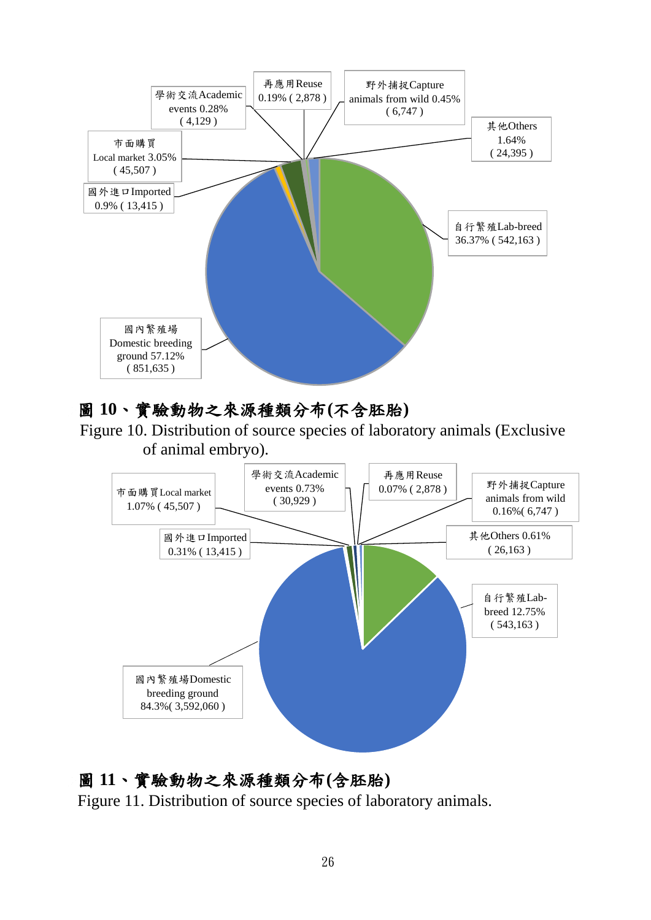學術交流Academic events 0.28% ( 4,129 )

再應用Reuse 0.19% ( 2,878 )

野外捕捉Capture animals from wild 0.45% ( 6,747 )

其他Others 1.64% ( 24,395 )

市面購買 Local market 3.05% ( 45,507 )

國外進口Imported 0.9% ( 13,415 )

自行繁殖Lab-breed 36.37% ( 542,163 )

國內繁殖場 Domestic breeding ground 57.12% ( 851,635 )

**圖 10、實驗動物之來源種類分布(不含胚胎)**

Figure 10. Distribution of source species of laboratory animals (Exclusive of animal embryo).

學術交流Academic events 0.73% ( 30,929 )

再應用Reuse 0.07% ( 2,878 )

市面購買Local market 1.07% ( 45,507 )

野外捕捉Capture animals from wild 0.16%( 6,747 )

國外進口Imported 0.31% ( 13,415 )

其他Others 0.61% ( 26,163 )

自行繁殖Lab-breed 12.75% ( 543,163 )

國內繁殖場Domestic breeding ground 84.3%( 3,592,060 )

**圖 11、實驗動物之來源種類分布(含胚胎)**

Figure 11. Distribution of source species of laboratory animals.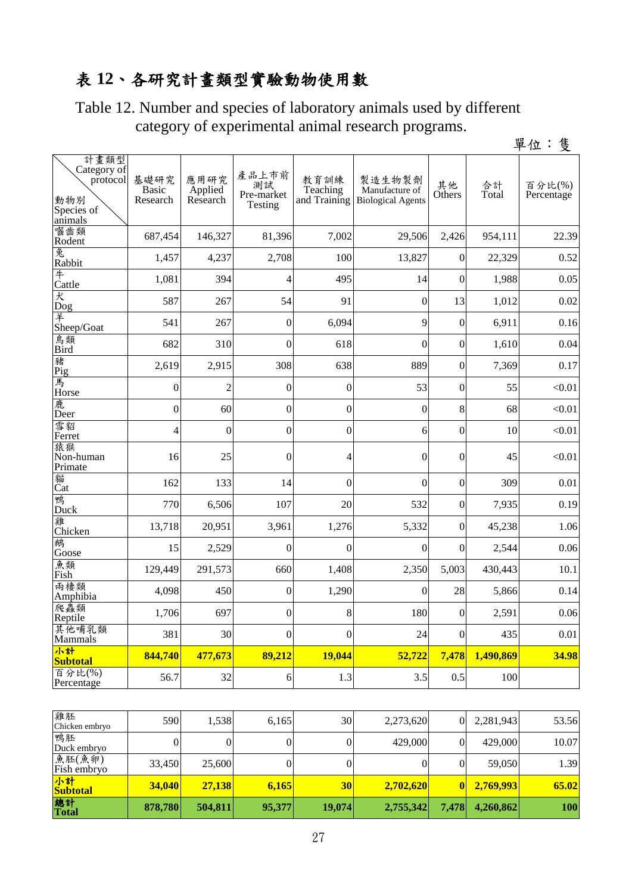# 表 12、各研究計畫類型實驗動物使用數

Table 12. Number and species of laboratory animals used by different category of experimental animal research programs.

單位：隻

| 計畫類型 Category of protocol / 動物別 Species of animals | 基礎研究 Basic Research | 應用研究 Applied Research | 產品上市前測試 Pre-market Testing | 教育訓練 Teaching and Training | 製造生物製劑 Manufacture of Biological Agents | 其他 Others | 合計 Total | 百分比(%) Percentage |
|---|---|---|---|---|---|---|---|---|
| 囓齒類 Rodent | 687,454 | 146,327 | 81,396 | 7,002 | 29,506 | 2,426 | 954,111 | 22.39 |
| 兔 Rabbit | 1,457 | 4,237 | 2,708 | 100 | 13,827 | 0 | 22,329 | 0.52 |
| 牛 Cattle | 1,081 | 394 | 4 | 495 | 14 | 0 | 1,988 | 0.05 |
| 犬 Dog | 587 | 267 | 54 | 91 | 0 | 13 | 1,012 | 0.02 |
| 羊 Sheep/Goat | 541 | 267 | 0 | 6,094 | 9 | 0 | 6,911 | 0.16 |
| 鳥類 Bird | 682 | 310 | 0 | 618 | 0 | 0 | 1,610 | 0.04 |
| 豬 Pig | 2,619 | 2,915 | 308 | 638 | 889 | 0 | 7,369 | 0.17 |
| 馬 Horse | 0 | 2 | 0 | 0 | 53 | 0 | 55 | <0.01 |
| 鹿 Deer | 0 | 60 | 0 | 0 | 0 | 8 | 68 | <0.01 |
| 雪貂 Ferret | 4 | 0 | 0 | 0 | 6 | 0 | 10 | <0.01 |
| 猿猴 Non-human Primate | 16 | 25 | 0 | 4 | 0 | 0 | 45 | <0.01 |
| 貓 Cat | 162 | 133 | 14 | 0 | 0 | 0 | 309 | 0.01 |
| 鴨 Duck | 770 | 6,506 | 107 | 20 | 532 | 0 | 7,935 | 0.19 |
| 雞 Chicken | 13,718 | 20,951 | 3,961 | 1,276 | 5,332 | 0 | 45,238 | 1.06 |
| 鵝 Goose | 15 | 2,529 | 0 | 0 | 0 | 0 | 2,544 | 0.06 |
| 魚類 Fish | 129,449 | 291,573 | 660 | 1,408 | 2,350 | 5,003 | 430,443 | 10.1 |
| 兩棲類 Amphibia | 4,098 | 450 | 0 | 1,290 | 0 | 28 | 5,866 | 0.14 |
| 爬蟲類 Reptile | 1,706 | 697 | 0 | 8 | 180 | 0 | 2,591 | 0.06 |
| 其他哺乳類 Mammals | 381 | 30 | 0 | 0 | 24 | 0 | 435 | 0.01 |
| **小計 Subtotal** | **844,740** | **477,673** | **89,212** | **19,044** | **52,722** | **7,478** | **1,490,869** | **34.98** |
| 百分比(%) Percentage | 56.7 | 32 | 6 | 1.3 | 3.5 | 0.5 | 100 | |
| 雞胚 Chicken embryo | 590 | 1,538 | 6,165 | 30 | 2,273,620 | 0 | 2,281,943 | 53.56 |
| 鴨胚 Duck embryo | 0 | 0 | 0 | 0 | 429,000 | 0 | 429,000 | 10.07 |
| 魚胚(魚卵) Fish embryo | 33,450 | 25,600 | 0 | 0 | 0 | 0 | 59,050 | 1.39 |
| **小計 Subtotal** | **34,040** | **27,138** | **6,165** | **30** | **2,702,620** | **0** | **2,769,993** | **65.02** |
| **總計 Total** | **878,780** | **504,811** | **95,377** | **19,074** | **2,755,342** | **7,478** | **4,260,862** | **100** |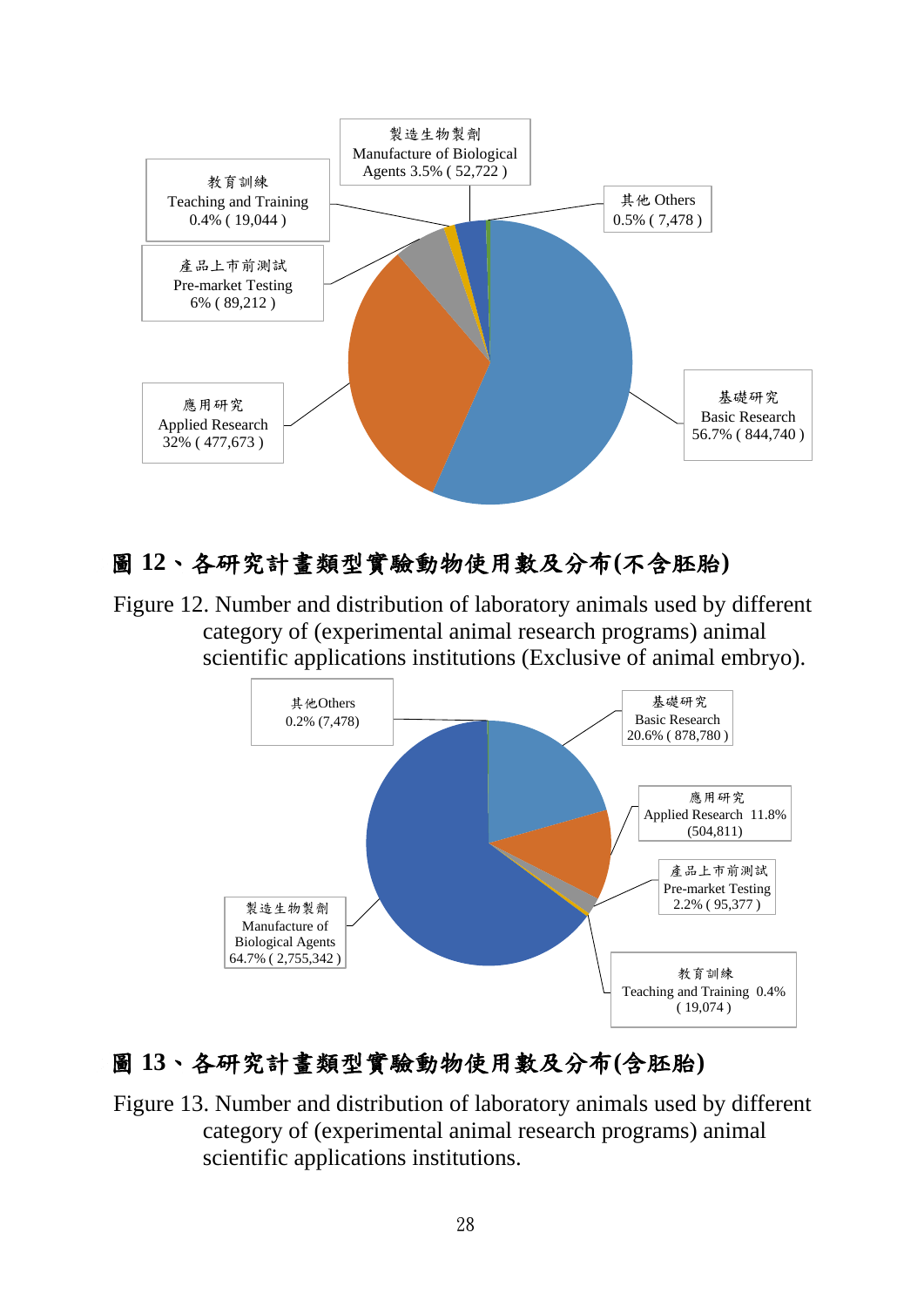製造生物製劑
Manufacture of Biological Agents 3.5% ( 52,722 )

教育訓練
Teaching and Training 0.4% ( 19,044 )

其他 Others
0.5% ( 7,478 )

產品上市前測試
Pre-market Testing 6% ( 89,212 )

應用研究
Applied Research 32% ( 477,673 )

基礎研究
Basic Research 56.7% ( 844,740 )

**圖 12、各研究計畫類型實驗動物使用數及分布(不含胚胎)**

Figure 12. Number and distribution of laboratory animals used by different category of (experimental animal research programs) animal scientific applications institutions (Exclusive of animal embryo).

其他Others
0.2% (7,478)

基礎研究
Basic Research 20.6% ( 878,780 )

應用研究
Applied Research 11.8% (504,811)

產品上市前測試
Pre-market Testing 2.2% ( 95,377 )

製造生物製劑
Manufacture of Biological Agents 64.7% ( 2,755,342 )

教育訓練
Teaching and Training 0.4% ( 19,074 )

**圖 13、各研究計畫類型實驗動物使用數及分布(含胚胎)**

Figure 13. Number and distribution of laboratory animals used by different category of (experimental animal research programs) animal scientific applications institutions.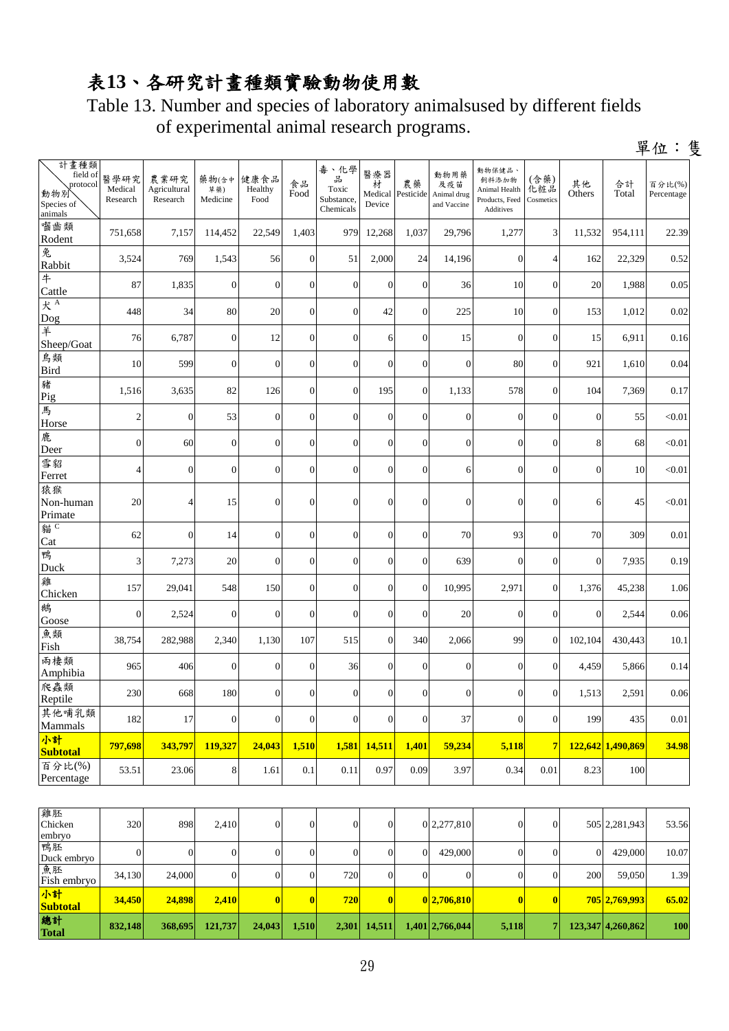# 表13、各研究計畫種類實驗動物使用數

Table 13. Number and species of laboratory animalsused by different fields of experimental animal research programs.

單位：隻

| 計畫種類 field of protocol / 動物別 Species of animals | 醫學研究 Medical Research | 農業研究 Agricultural Research | 藥物(含中草藥) Medicine | 健康食品 Healthy Food | 食品 Food | 毒、化學品 Toxic Substance, Chemicals | 醫療器材 Medical Device | 農藥 Pesticide | 動物用藥及疫苗 Animal drug and Vaccine | 動物保健品、飼料添加物 Animal Health Products, Feed Additives | (含藥)化粧品 Cosmetics | 其他 Others | 合計 Total | 百分比(%) Percentage |
|---|---|---|---|---|---|---|---|---|---|---|---|---|---|---|
| 囓齒類 Rodent | 751,658 | 7,157 | 114,452 | 22,549 | 1,403 | 979 | 12,268 | 1,037 | 29,796 | 1,277 | 3 | 11,532 | 954,111 | 22.39 |
| 兔 Rabbit | 3,524 | 769 | 1,543 | 56 | 0 | 51 | 2,000 | 24 | 14,196 | 0 | 4 | 162 | 22,329 | 0.52 |
| 牛 Cattle | 87 | 1,835 | 0 | 0 | 0 | 0 | 0 | 0 | 36 | 10 | 0 | 20 | 1,988 | 0.05 |
| 犬 A Dog | 448 | 34 | 80 | 20 | 0 | 0 | 42 | 0 | 225 | 10 | 0 | 153 | 1,012 | 0.02 |
| 羊 Sheep/Goat | 76 | 6,787 | 0 | 12 | 0 | 0 | 6 | 0 | 15 | 0 | 0 | 15 | 6,911 | 0.16 |
| 鳥類 Bird | 10 | 599 | 0 | 0 | 0 | 0 | 0 | 0 | 0 | 80 | 0 | 921 | 1,610 | 0.04 |
| 豬 Pig | 1,516 | 3,635 | 82 | 126 | 0 | 0 | 195 | 0 | 1,133 | 578 | 0 | 104 | 7,369 | 0.17 |
| 馬 Horse | 2 | 0 | 53 | 0 | 0 | 0 | 0 | 0 | 0 | 0 | 0 | 0 | 55 | <0.01 |
| 鹿 Deer | 0 | 60 | 0 | 0 | 0 | 0 | 0 | 0 | 0 | 0 | 0 | 8 | 68 | <0.01 |
| 雪貂 Ferret | 4 | 0 | 0 | 0 | 0 | 0 | 0 | 0 | 6 | 0 | 0 | 0 | 10 | <0.01 |
| 猿猴 Non-human Primate | 20 | 4 | 15 | 0 | 0 | 0 | 0 | 0 | 0 | 0 | 0 | 6 | 45 | <0.01 |
| 貓 C Cat | 62 | 0 | 14 | 0 | 0 | 0 | 0 | 0 | 70 | 93 | 0 | 70 | 309 | 0.01 |
| 鴨 Duck | 3 | 7,273 | 20 | 0 | 0 | 0 | 0 | 0 | 639 | 0 | 0 | 0 | 7,935 | 0.19 |
| 雞 Chicken | 157 | 29,041 | 548 | 150 | 0 | 0 | 0 | 0 | 10,995 | 2,971 | 0 | 1,376 | 45,238 | 1.06 |
| 鵝 Goose | 0 | 2,524 | 0 | 0 | 0 | 0 | 0 | 0 | 20 | 0 | 0 | 0 | 2,544 | 0.06 |
| 魚類 Fish | 38,754 | 282,988 | 2,340 | 1,130 | 107 | 515 | 0 | 340 | 2,066 | 99 | 0 | 102,104 | 430,443 | 10.1 |
| 兩棲類 Amphibia | 965 | 406 | 0 | 0 | 0 | 36 | 0 | 0 | 0 | 0 | 0 | 4,459 | 5,866 | 0.14 |
| 爬蟲類 Reptile | 230 | 668 | 180 | 0 | 0 | 0 | 0 | 0 | 0 | 0 | 0 | 1,513 | 2,591 | 0.06 |
| 其他哺乳類 Mammals | 182 | 17 | 0 | 0 | 0 | 0 | 0 | 0 | 37 | 0 | 0 | 199 | 435 | 0.01 |
| **小計 Subtotal** | **797,698** | **343,797** | **119,327** | **24,043** | **1,510** | **1,581** | **14,511** | **1,401** | **59,234** | **5,118** | **7** | **122,642** | **1,490,869** | **34.98** |
| 百分比(%) Percentage | 53.51 | 23.06 | 8 | 1.61 | 0.1 | 0.11 | 0.97 | 0.09 | 3.97 | 0.34 | 0.01 | 8.23 | 100 | |
| 雞胚 Chicken embryo | 320 | 898 | 2,410 | 0 | 0 | 0 | 0 | 0 | 2,277,810 | 0 | 0 | 505 | 2,281,943 | 53.56 |
| 鴨胚 Duck embryo | 0 | 0 | 0 | 0 | 0 | 0 | 0 | 0 | 429,000 | 0 | 0 | 0 | 429,000 | 10.07 |
| 魚胚 Fish embryo | 34,130 | 24,000 | 0 | 0 | 0 | 720 | 0 | 0 | 0 | 0 | 0 | 200 | 59,050 | 1.39 |
| **小計 Subtotal** | **34,450** | **24,898** | **2,410** | **0** | **0** | **720** | **0** | **0** | **2,706,810** | **0** | **0** | **705** | **2,769,993** | **65.02** |
| **總計 Total** | **832,148** | **368,695** | **121,737** | **24,043** | **1,510** | **2,301** | **14,511** | **1,401** | **2,766,044** | **5,118** | **7** | **123,347** | **4,260,862** | **100** |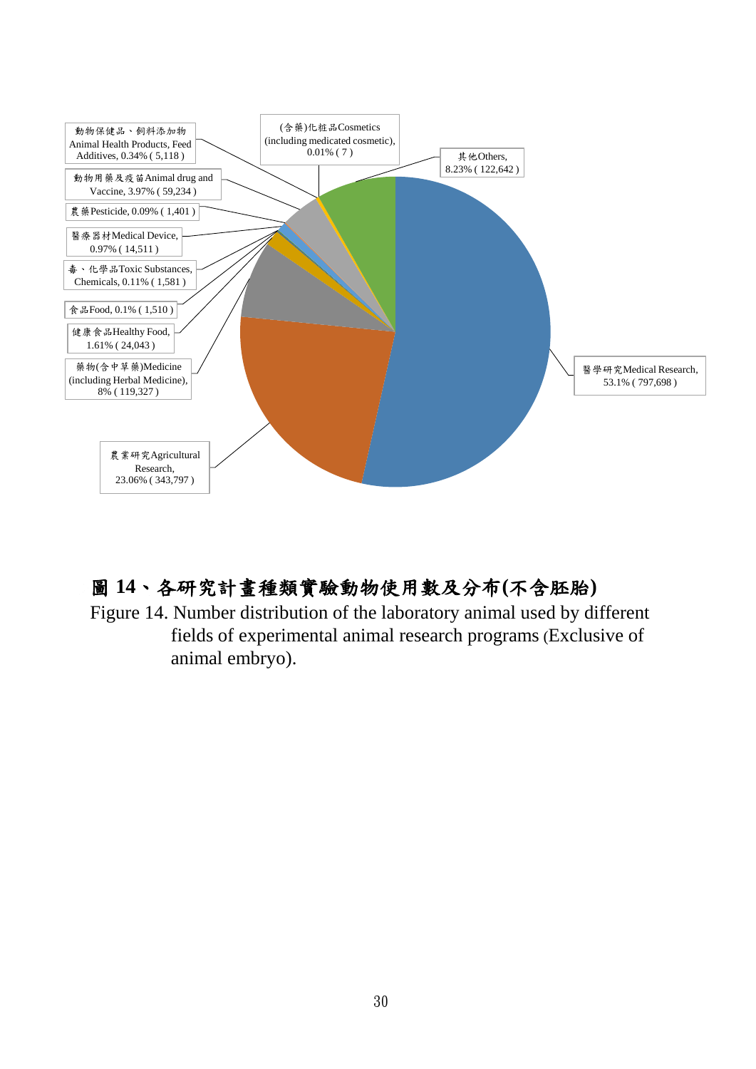動物保健品、飼料添加物 Animal Health Products, Feed Additives, 0.34% ( 5,118 )

動物用藥及疫苗Animal drug and Vaccine, 3.97% ( 59,234 )

農藥Pesticide, 0.09% ( 1,401 )

醫療器材Medical Device, 0.97% ( 14,511 )

毒、化學品Toxic Substances, Chemicals, 0.11% ( 1,581 )

食品Food, 0.1% ( 1,510 )

健康食品Healthy Food, 1.61% ( 24,043 )

藥物(含中草藥)Medicine (including Herbal Medicine), 8% ( 119,327 )

農業研究Agricultural Research, 23.06% ( 343,797 )

(含藥)化粧品Cosmetics (including medicated cosmetic), 0.01% ( 7 )

其他Others, 8.23% ( 122,642 )

醫學研究Medical Research, 53.1% ( 797,698 )

**圖 14、各研究計畫種類實驗動物使用數及分布(不含胚胎)**

Figure 14. Number distribution of the laboratory animal used by different fields of experimental animal research programs (Exclusive of animal embryo).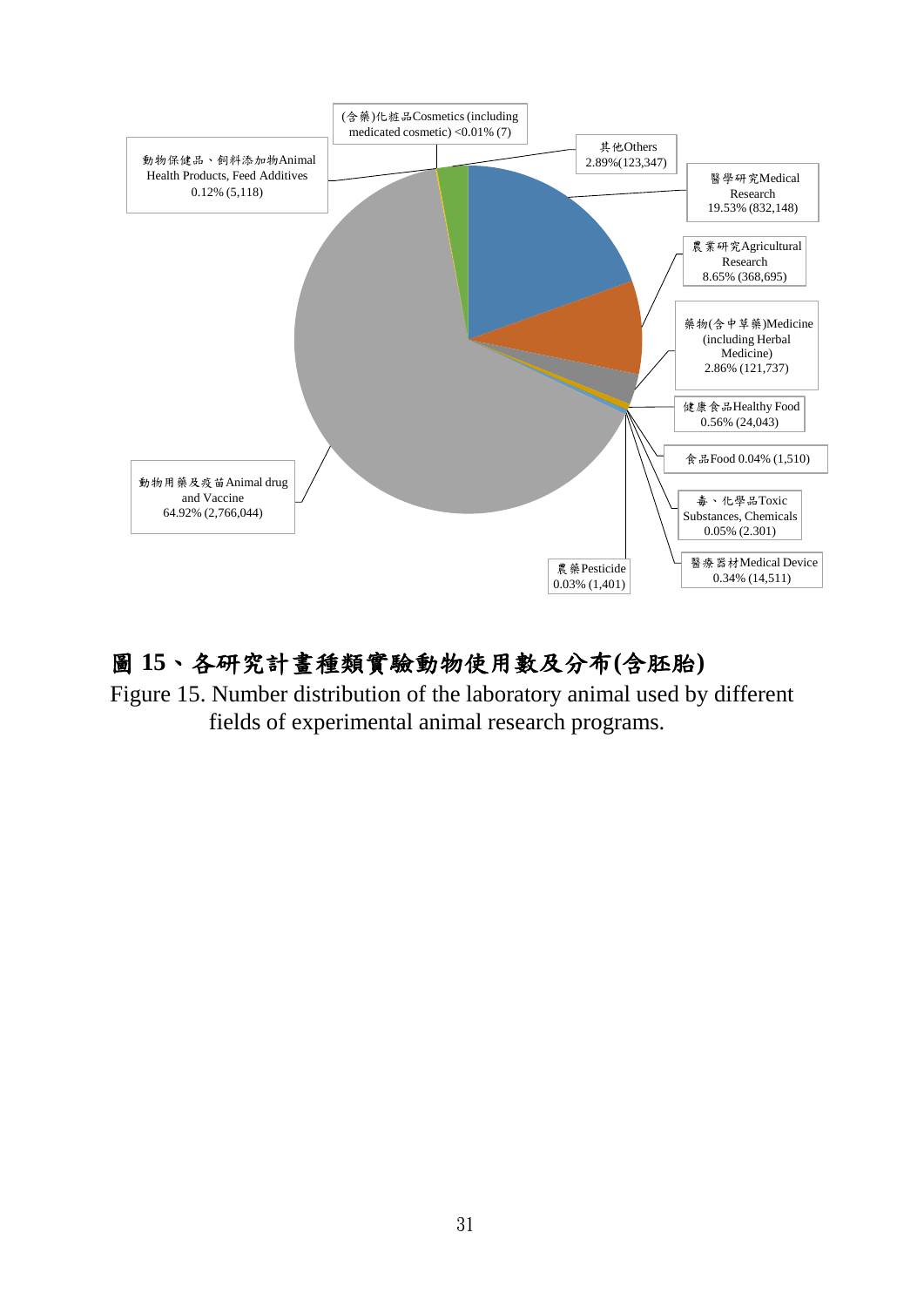(含藥)化粧品Cosmetics (including medicated cosmetic) <0.01% (7)

動物保健品、飼料添加物Animal Health Products, Feed Additives 0.12% (5,118)

其他Others 2.89%(123,347)

醫學研究Medical Research 19.53% (832,148)

農業研究Agricultural Research 8.65% (368,695)

藥物(含中草藥)Medicine (including Herbal Medicine) 2.86% (121,737)

健康食品Healthy Food 0.56% (24,043)

食品Food 0.04% (1,510)

毒、化學品Toxic Substances, Chemicals 0.05% (2.301)

醫療器材Medical Device 0.34% (14,511)

農藥Pesticide 0.03% (1,401)

動物用藥及疫苗Animal drug and Vaccine 64.92% (2,766,044)

**圖 15、各研究計畫種類實驗動物使用數及分布(含胚胎)**

Figure 15. Number distribution of the laboratory animal used by different fields of experimental animal research programs.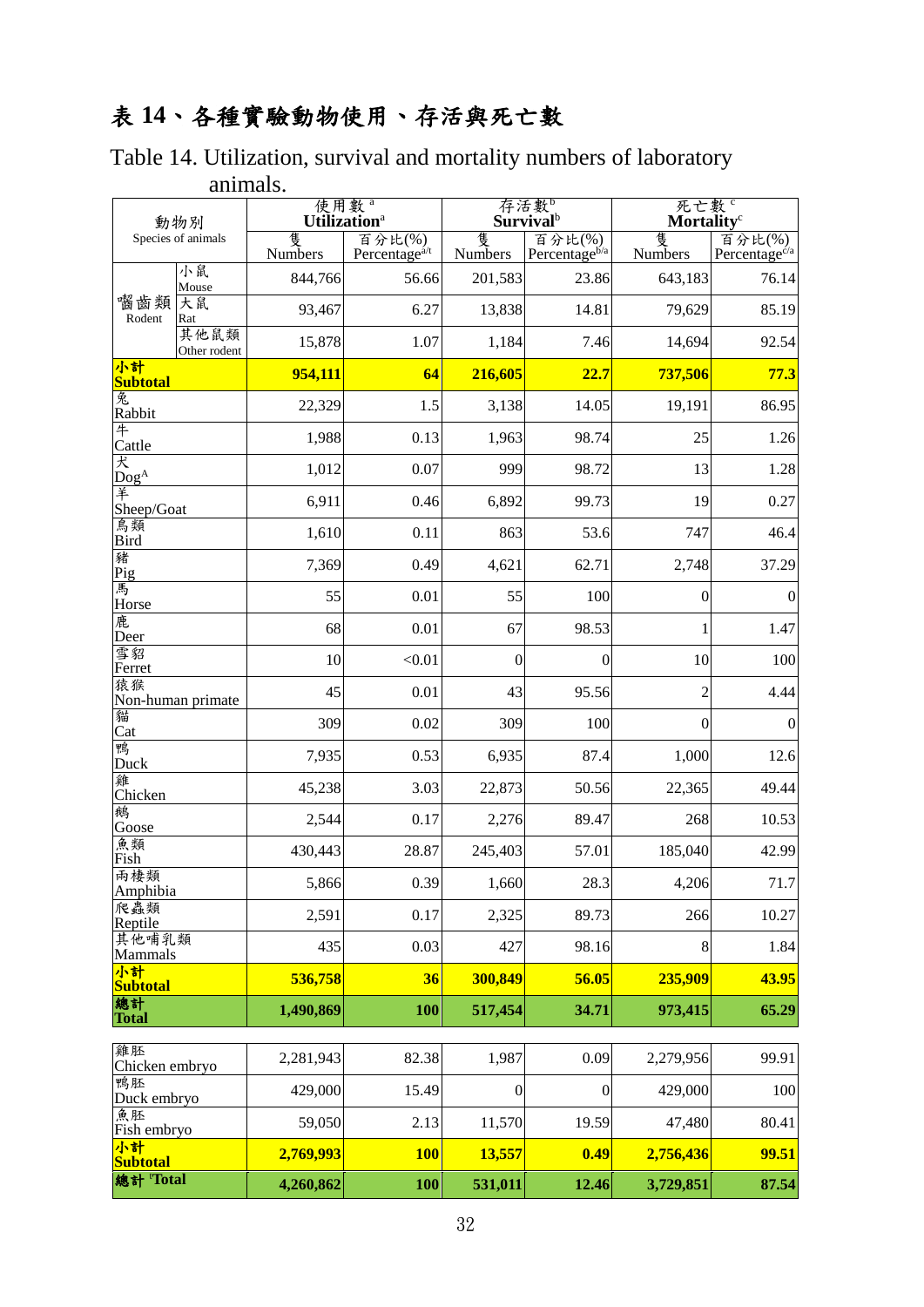# 表 14、各種實驗動物使用、存活與死亡數

Table 14. Utilization, survival and mortality numbers of laboratory animals.

| 動物別 Species of animals | | 使用數[a] Utilization[a] | | 存活數[b] Survival[b] | | 死亡數[c] Mortality[c] | |
|---|---|---|---|---|---|---|---|
| | | 隻 Numbers | 百分比(%) Percentage[a/t] | 隻 Numbers | 百分比(%) Percentage[b/a] | 隻 Numbers | 百分比(%) Percentage[c/a] |
| 嚙齒類 Rodent | 小鼠 Mouse | 844,766 | 56.66 | 201,583 | 23.86 | 643,183 | 76.14 |
| | 大鼠 Rat | 93,467 | 6.27 | 13,838 | 14.81 | 79,629 | 85.19 |
| | 其他鼠類 Other rodent | 15,878 | 1.07 | 1,184 | 7.46 | 14,694 | 92.54 |
| **小計 Subtotal** | | **954,111** | **64** | **216,605** | **22.7** | **737,506** | **77.3** |
| 兔 Rabbit | | 22,329 | 1.5 | 3,138 | 14.05 | 19,191 | 86.95 |
| 牛 Cattle | | 1,988 | 0.13 | 1,963 | 98.74 | 25 | 1.26 |
| 犬 Dog[A] | | 1,012 | 0.07 | 999 | 98.72 | 13 | 1.28 |
| 羊 Sheep/Goat | | 6,911 | 0.46 | 6,892 | 99.73 | 19 | 0.27 |
| 鳥類 Bird | | 1,610 | 0.11 | 863 | 53.6 | 747 | 46.4 |
| 豬 Pig | | 7,369 | 0.49 | 4,621 | 62.71 | 2,748 | 37.29 |
| 馬 Horse | | 55 | 0.01 | 55 | 100 | 0 | 0 |
| 鹿 Deer | | 68 | 0.01 | 67 | 98.53 | 1 | 1.47 |
| 雪貂 Ferret | | 10 | <0.01 | 0 | 0 | 10 | 100 |
| 猿猴 Non-human primate | | 45 | 0.01 | 43 | 95.56 | 2 | 4.44 |
| 貓 Cat | | 309 | 0.02 | 309 | 100 | 0 | 0 |
| 鴨 Duck | | 7,935 | 0.53 | 6,935 | 87.4 | 1,000 | 12.6 |
| 雞 Chicken | | 45,238 | 3.03 | 22,873 | 50.56 | 22,365 | 49.44 |
| 鵝 Goose | | 2,544 | 0.17 | 2,276 | 89.47 | 268 | 10.53 |
| 魚類 Fish | | 430,443 | 28.87 | 245,403 | 57.01 | 185,040 | 42.99 |
| 兩棲類 Amphibia | | 5,866 | 0.39 | 1,660 | 28.3 | 4,206 | 71.7 |
| 爬蟲類 Reptile | | 2,591 | 0.17 | 2,325 | 89.73 | 266 | 10.27 |
| 其他哺乳類 Mammals | | 435 | 0.03 | 427 | 98.16 | 8 | 1.84 |
| **小計 Subtotal** | | **536,758** | **36** | **300,849** | **56.05** | **235,909** | **43.95** |
| **總計 Total** | | **1,490,869** | **100** | **517,454** | **34.71** | **973,415** | **65.29** |
| 雞胚 Chicken embryo | | 2,281,943 | 82.38 | 1,987 | 0.09 | 2,279,956 | 99.91 |
| 鴨胚 Duck embryo | | 429,000 | 15.49 | 0 | 0 | 429,000 | 100 |
| 魚胚 Fish embryo | | 59,050 | 2.13 | 11,570 | 19.59 | 47,480 | 80.41 |
| **小計 Subtotal** | | **2,769,993** | **100** | **13,557** | **0.49** | **2,756,436** | **99.51** |
| **總計 [t]Total** | | **4,260,862** | **100** | **531,011** | **12.46** | **3,729,851** | **87.54** |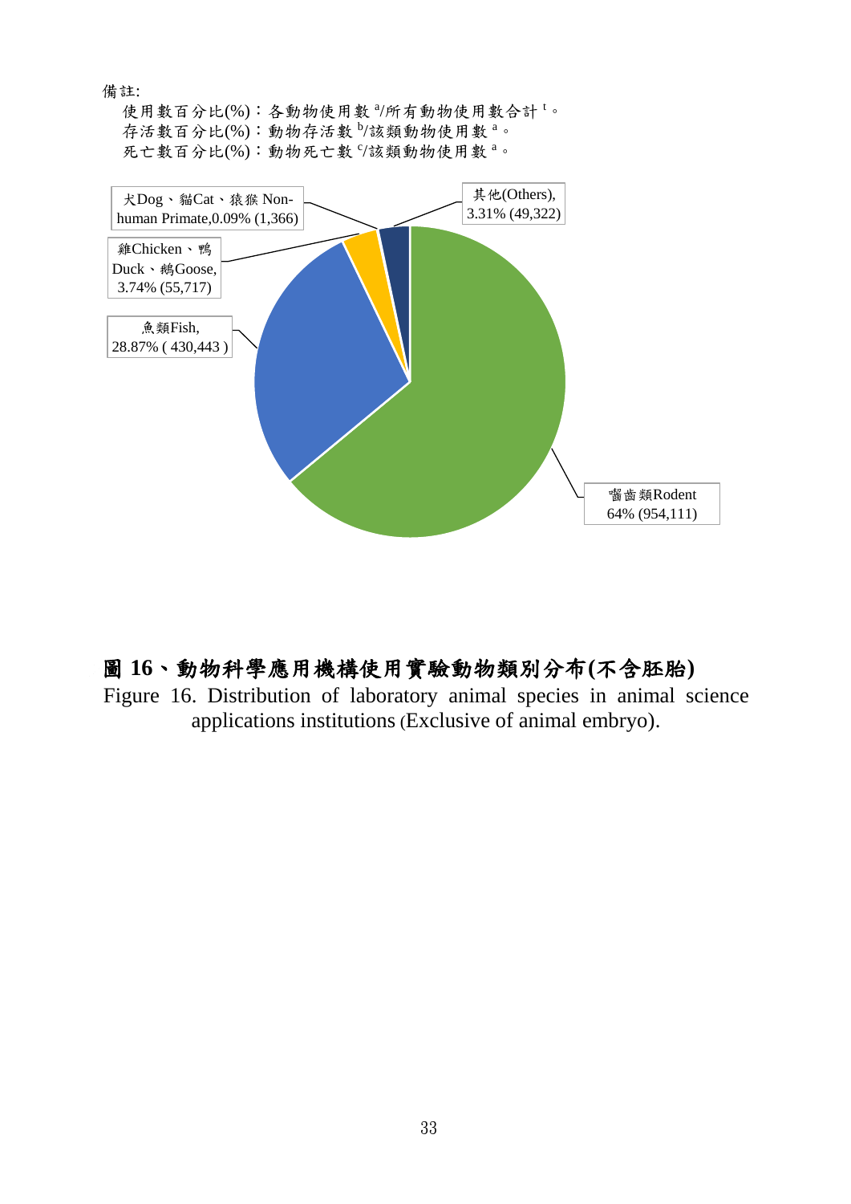備註:

使用數百分比(%)：各動物使用數 [a]/所有動物使用數合計 [t]。
存活數百分比(%)：動物存活數 [b]/該類動物使用數 [a]。
死亡數百分比(%)：動物死亡數 [c]/該類動物使用數 [a]。

犬Dog、貓Cat、猿猴 Non-human Primate,0.09% (1,366)

其他(Others), 3.31% (49,322)

雞Chicken、鴨 Duck、鵝Goose, 3.74% (55,717)

魚類Fish, 28.87% ( 430,443 )

囓齒類Rodent 64% (954,111)

**圖 16、動物科學應用機構使用實驗動物類別分布(不含胚胎)**

Figure 16. Distribution of laboratory animal species in animal science applications institutions (Exclusive of animal embryo).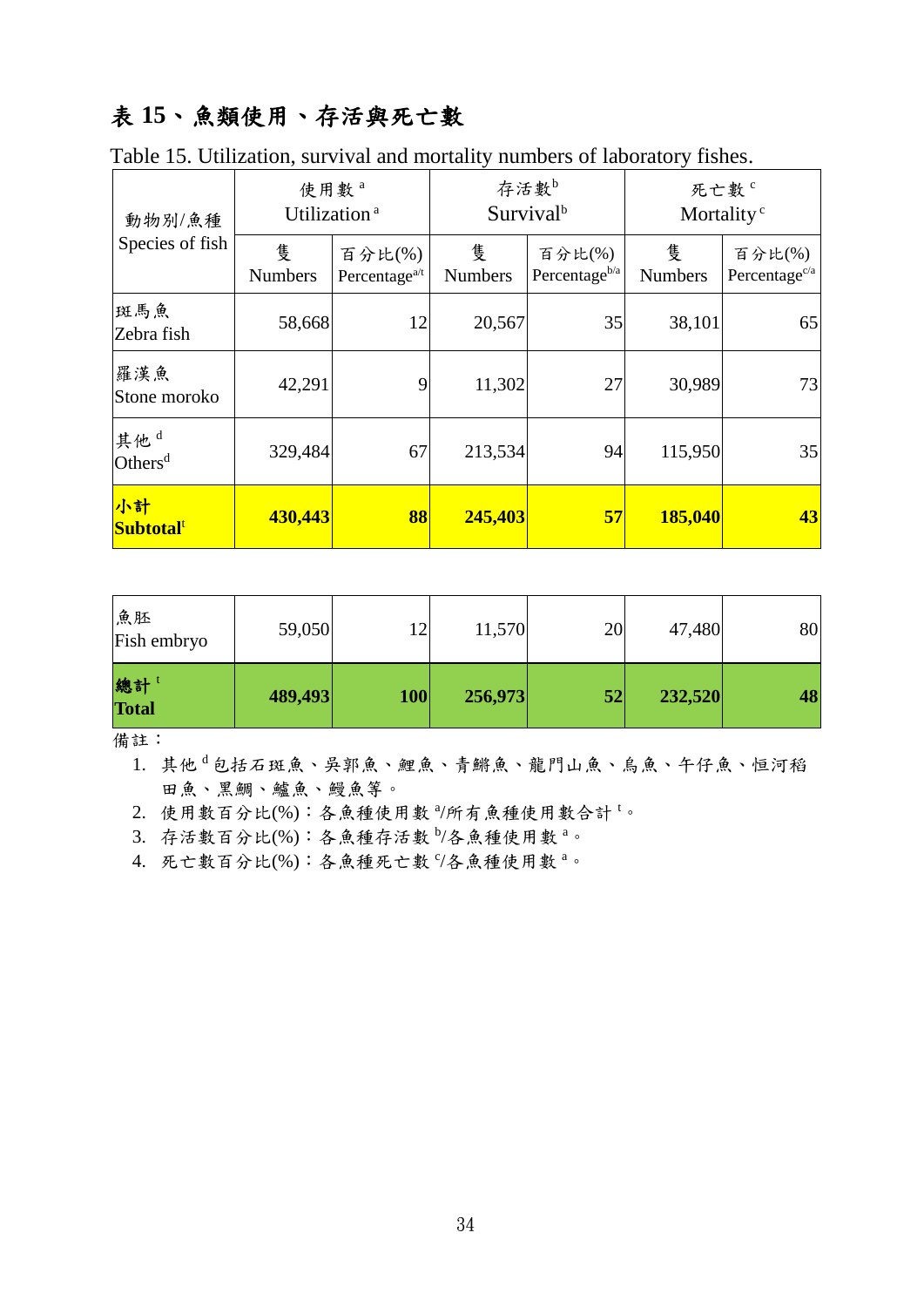# 表 15、魚類使用、存活與死亡數

Table 15. Utilization, survival and mortality numbers of laboratory fishes.

| 動物別/魚種 Species of fish | 使用數 [a] Utilization [a] | | 存活數 [b] Survival [b] | | 死亡數 [c] Mortality [c] | |
|---|---|---|---|---|---|---|
| | 隻 Numbers | 百分比(%) Percentage [a/t] | 隻 Numbers | 百分比(%) Percentage [b/a] | 隻 Numbers | 百分比(%) Percentage [c/a] |
| 斑馬魚 Zebra fish | 58,668 | 12 | 20,567 | 35 | 38,101 | 65 |
| 羅漢魚 Stone moroko | 42,291 | 9 | 11,302 | 27 | 30,989 | 73 |
| 其他 [d] Others [d] | 329,484 | 67 | 213,534 | 94 | 115,950 | 35 |
| **小計 Subtotal [t]** | **430,443** | **88** | **245,403** | **57** | **185,040** | **43** |
| 魚胚 Fish embryo | 59,050 | 12 | 11,570 | 20 | 47,480 | 80 |
| **總計 [t] Total** | **489,493** | **100** | **256,973** | **52** | **232,520** | **48** |

備註：

1. 其他 [d] 包括石斑魚、吳郭魚、鯉魚、青鱂魚、龍門山魚、烏魚、午仔魚、恒河稻田魚、黑鯛、鱸魚、鰻魚等。
2. 使用數百分比(%)：各魚種使用數 [a]/所有魚種使用數合計 [t]。
3. 存活數百分比(%)：各魚種存活數 [b]/各魚種使用數 [a]。
4. 死亡數百分比(%)：各魚種死亡數 [c]/各魚種使用數 [a]。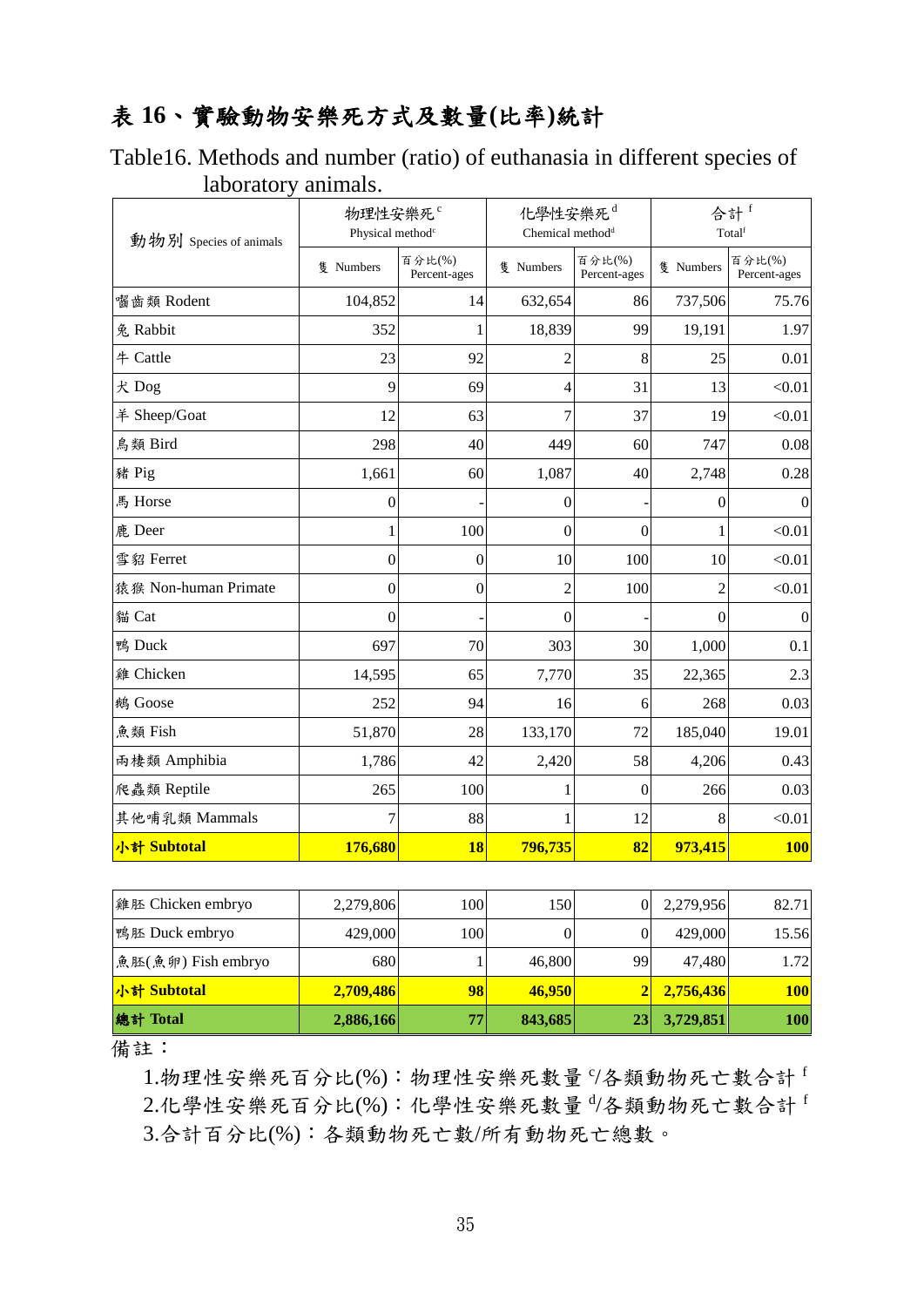# 表 16、實驗動物安樂死方式及數量(比率)統計

Table16. Methods and number (ratio) of euthanasia in different species of laboratory animals.

| 動物別 Species of animals | 物理性安樂死[c] Physical method[c] | | 化學性安樂死[d] Chemical method[d] | | 合計[f] Total[f] | |
|---|---|---|---|---|---|---|
| | 隻 Numbers | 百分比(%) Percent-ages | 隻 Numbers | 百分比(%) Percent-ages | 隻 Numbers | 百分比(%) Percent-ages |
| 囓齒類 Rodent | 104,852 | 14 | 632,654 | 86 | 737,506 | 75.76 |
| 兔 Rabbit | 352 | 1 | 18,839 | 99 | 19,191 | 1.97 |
| 牛 Cattle | 23 | 92 | 2 | 8 | 25 | 0.01 |
| 犬 Dog | 9 | 69 | 4 | 31 | 13 | <0.01 |
| 羊 Sheep/Goat | 12 | 63 | 7 | 37 | 19 | <0.01 |
| 鳥類 Bird | 298 | 40 | 449 | 60 | 747 | 0.08 |
| 豬 Pig | 1,661 | 60 | 1,087 | 40 | 2,748 | 0.28 |
| 馬 Horse | 0 | - | 0 | - | 0 | 0 |
| 鹿 Deer | 1 | 100 | 0 | 0 | 1 | <0.01 |
| 雪貂 Ferret | 0 | 0 | 10 | 100 | 10 | <0.01 |
| 猿猴 Non-human Primate | 0 | 0 | 2 | 100 | 2 | <0.01 |
| 貓 Cat | 0 | - | 0 | - | 0 | 0 |
| 鴨 Duck | 697 | 70 | 303 | 30 | 1,000 | 0.1 |
| 雞 Chicken | 14,595 | 65 | 7,770 | 35 | 22,365 | 2.3 |
| 鵝 Goose | 252 | 94 | 16 | 6 | 268 | 0.03 |
| 魚類 Fish | 51,870 | 28 | 133,170 | 72 | 185,040 | 19.01 |
| 兩棲類 Amphibia | 1,786 | 42 | 2,420 | 58 | 4,206 | 0.43 |
| 爬蟲類 Reptile | 265 | 100 | 1 | 0 | 266 | 0.03 |
| 其他哺乳類 Mammals | 7 | 88 | 1 | 12 | 8 | <0.01 |
| **小計 Subtotal** | **176,680** | **18** | **796,735** | **82** | **973,415** | **100** |
| 雞胚 Chicken embryo | 2,279,806 | 100 | 150 | 0 | 2,279,956 | 82.71 |
| 鴨胚 Duck embryo | 429,000 | 100 | 0 | 0 | 429,000 | 15.56 |
| 魚胚(魚卵) Fish embryo | 680 | 1 | 46,800 | 99 | 47,480 | 1.72 |
| **小計 Subtotal** | **2,709,486** | **98** | **46,950** | **2** | **2,756,436** | **100** |
| **總計 Total** | **2,886,166** | **77** | **843,685** | **23** | **3,729,851** | **100** |

備註：

1.物理性安樂死百分比(%)：物理性安樂死數量[c]/各類動物死亡數合計[f]
2.化學性安樂死百分比(%)：化學性安樂死數量[d]/各類動物死亡數合計[f]
3.合計百分比(%)：各類動物死亡數/所有動物死亡總數。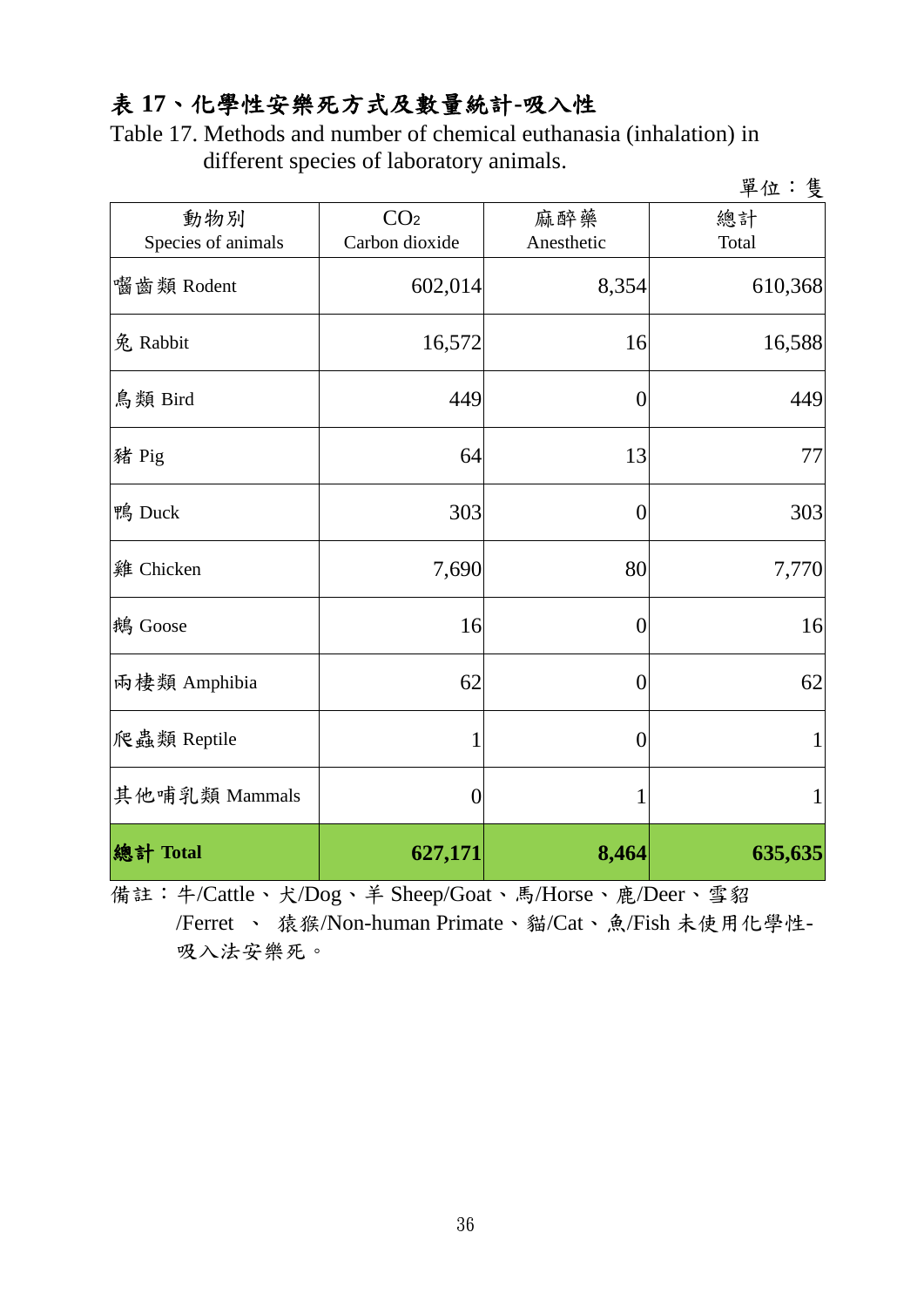## 表 17、化學性安樂死方式及數量統計-吸入性

Table 17. Methods and number of chemical euthanasia (inhalation) in different species of laboratory animals.

單位：隻

| 動物別 Species of animals | $CO_2$ Carbon dioxide | 麻醉藥 Anesthetic | 總計 Total |
|---|---|---|---|
| 囓齒類 Rodent | 602,014 | 8,354 | 610,368 |
| 兔 Rabbit | 16,572 | 16 | 16,588 |
| 鳥類 Bird | 449 | 0 | 449 |
| 豬 Pig | 64 | 13 | 77 |
| 鴨 Duck | 303 | 0 | 303 |
| 雞 Chicken | 7,690 | 80 | 7,770 |
| 鵝 Goose | 16 | 0 | 16 |
| 兩棲類 Amphibia | 62 | 0 | 62 |
| 爬蟲類 Reptile | 1 | 0 | 1 |
| 其他哺乳類 Mammals | 0 | 1 | 1 |
| **總計 Total** | **627,171** | **8,464** | **635,635** |

備註：牛/Cattle、犬/Dog、羊 Sheep/Goat、馬/Horse、鹿/Deer、雪貂/Ferret 、 猿猴/Non-human Primate、貓/Cat、魚/Fish 未使用化學性-吸入法安樂死。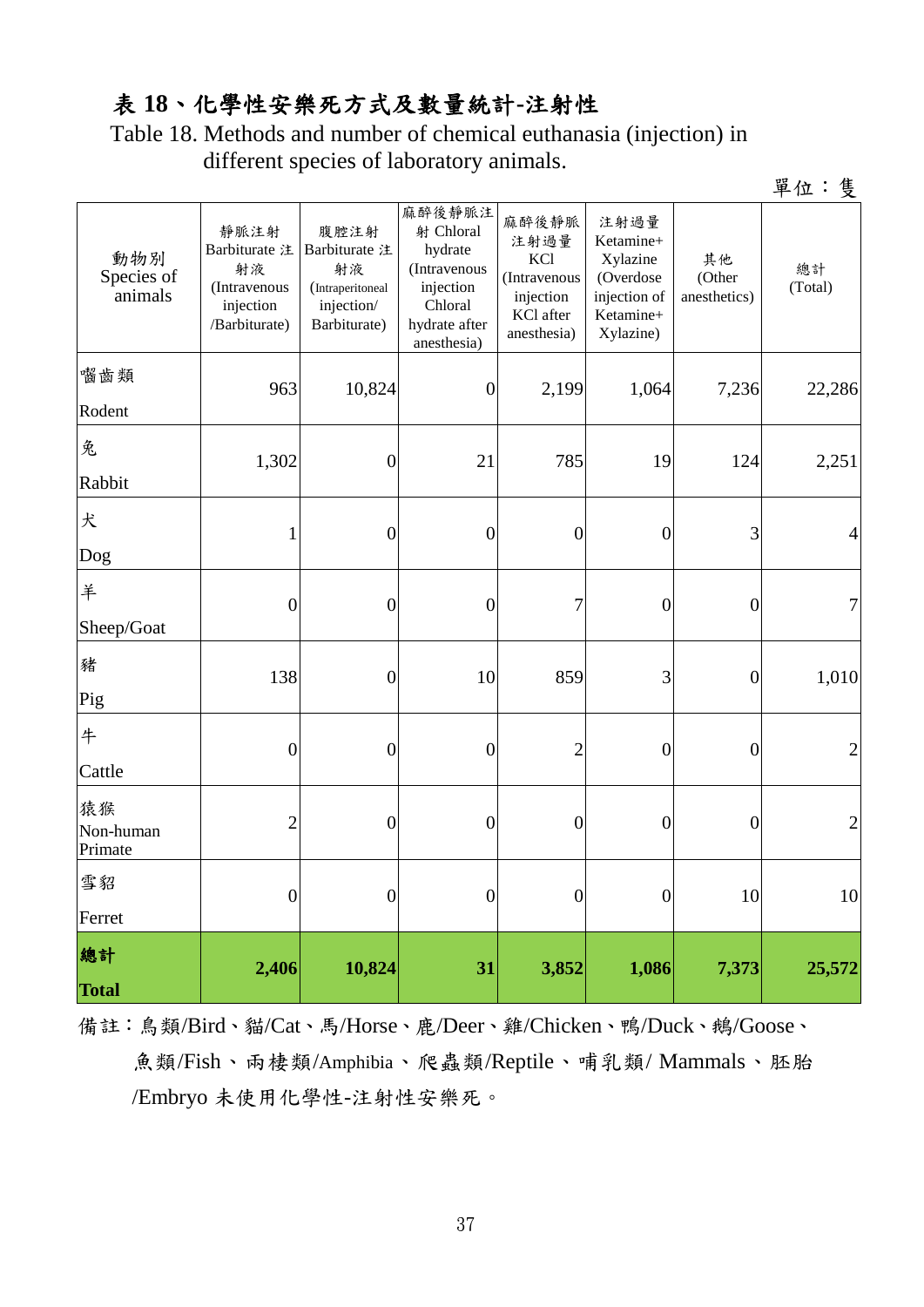# 表 18、化學性安樂死方式及數量統計-注射性

Table 18. Methods and number of chemical euthanasia (injection) in different species of laboratory animals.

單位：隻

| 動物別 Species of animals | 靜脈注射 Barbiturate 注射液 (Intravenous injection /Barbiturate) | 腹腔注射 Barbiturate 注射液 (Intraperitoneal injection/ Barbiturate) | 麻醉後靜脈注射 Chloral hydrate (Intravenous injection Chloral hydrate after anesthesia) | 麻醉後靜脈注射過量 KCl (Intravenous injection KCl after anesthesia) | 注射過量 Ketamine+ Xylazine (Overdose injection of Ketamine+ Xylazine) | 其他 (Other anesthetics) | 總計 (Total) |
|---|---|---|---|---|---|---|---|
| 嚙齒類 Rodent | 963 | 10,824 | 0 | 2,199 | 1,064 | 7,236 | 22,286 |
| 兔 Rabbit | 1,302 | 0 | 21 | 785 | 19 | 124 | 2,251 |
| 犬 Dog | 1 | 0 | 0 | 0 | 0 | 3 | 4 |
| 羊 Sheep/Goat | 0 | 0 | 0 | 7 | 0 | 0 | 7 |
| 豬 Pig | 138 | 0 | 10 | 859 | 3 | 0 | 1,010 |
| 牛 Cattle | 0 | 0 | 0 | 2 | 0 | 0 | 2 |
| 猿猴 Non-human Primate | 2 | 0 | 0 | 0 | 0 | 0 | 2 |
| 雪貂 Ferret | 0 | 0 | 0 | 0 | 0 | 10 | 10 |
| **總計 Total** | **2,406** | **10,824** | **31** | **3,852** | **1,086** | **7,373** | **25,572** |

備註：鳥類/Bird、貓/Cat、馬/Horse、鹿/Deer、雞/Chicken、鴨/Duck、鵝/Goose、魚類/Fish、兩棲類/Amphibia、爬蟲類/Reptile、哺乳類/ Mammals、胚胎/Embryo 未使用化學性-注射性安樂死。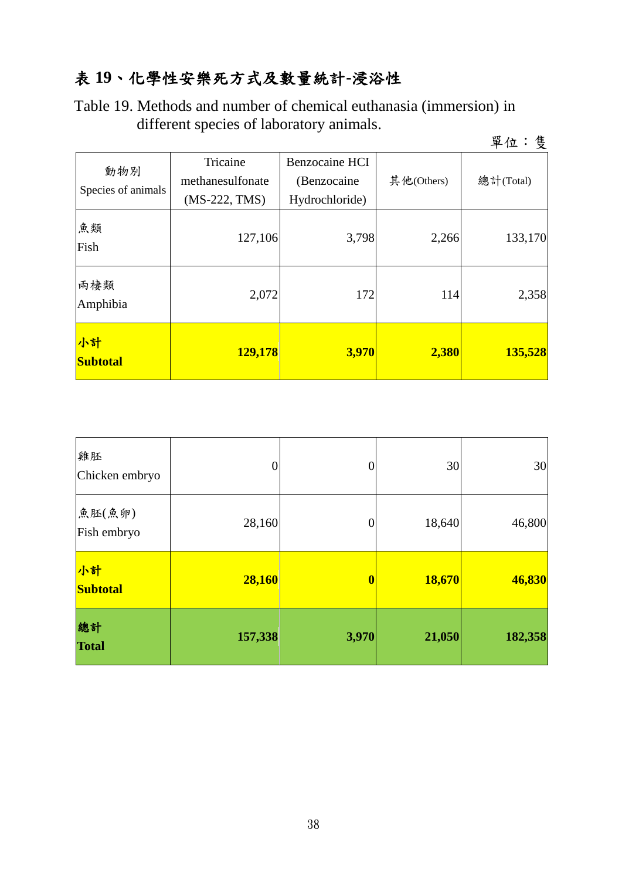# 表 19、化學性安樂死方式及數量統計-浸浴性

Table 19. Methods and number of chemical euthanasia (immersion) in different species of laboratory animals.

單位：隻

| 動物別 Species of animals | Tricaine methanesulfonate (MS-222, TMS) | Benzocaine HCI (Benzocaine Hydrochloride) | 其他(Others) | 總計(Total) |
|---|---|---|---|---|
| 魚類 Fish | 127,106 | 3,798 | 2,266 | 133,170 |
| 兩棲類 Amphibia | 2,072 | 172 | 114 | 2,358 |
| **小計 Subtotal** | **129,178** | **3,970** | **2,380** | **135,528** |
| 雞胚 Chicken embryo | 0 | 0 | 30 | 30 |
| 魚胚(魚卵) Fish embryo | 28,160 | 0 | 18,640 | 46,800 |
| **小計 Subtotal** | **28,160** | **0** | **18,670** | **46,830** |
| **總計 Total** | **157,338** | **3,970** | **21,050** | **182,358** |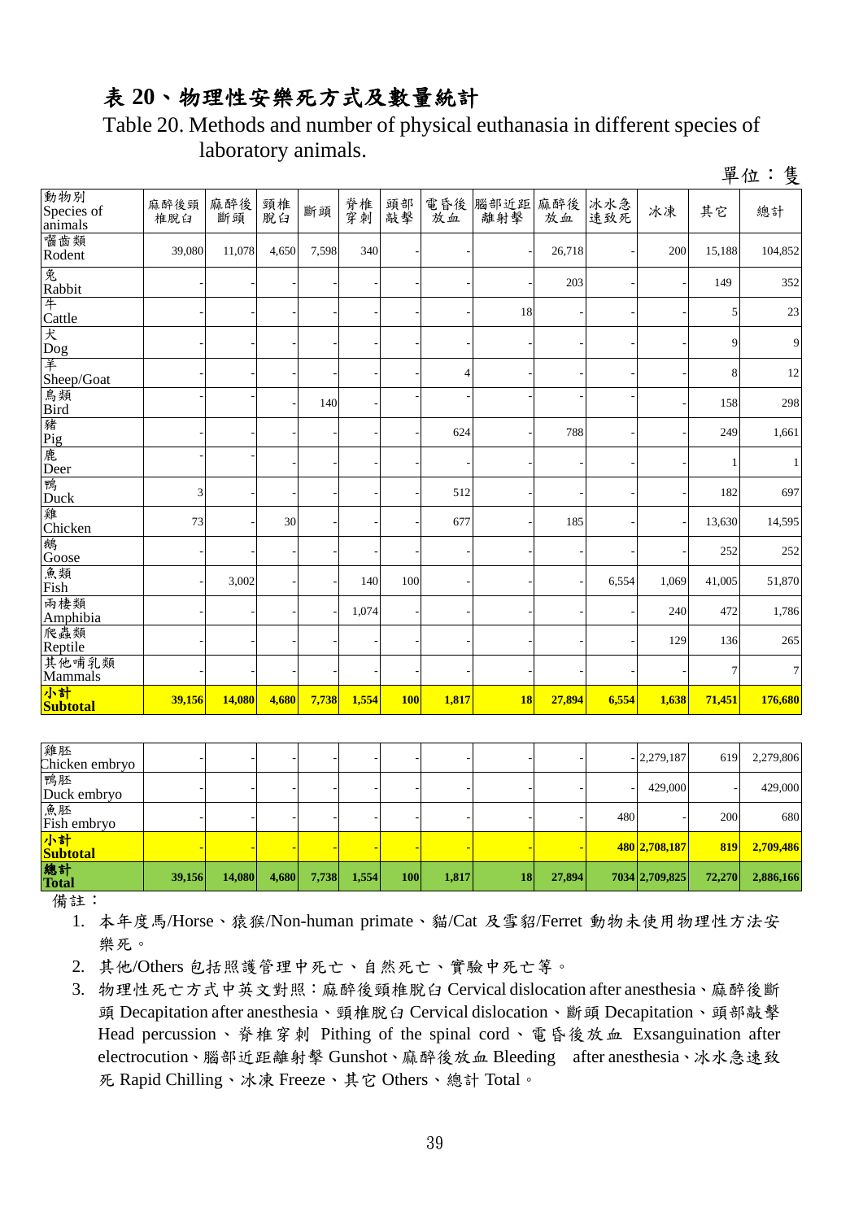# 表 20、物理性安樂死方式及數量統計

Table 20. Methods and number of physical euthanasia in different species of laboratory animals.

單位：隻

| 動物別 Species of animals | 麻醉後頸椎脫臼 | 麻醉後斷頭 | 頸椎脫臼 | 斷頭 | 脊椎穿刺 | 頭部敲擊 | 電昏後放血 | 腦部近距離射擊 | 麻醉後放血 | 冰水急速致死 | 冰凍 | 其它 | 總計 |
|---|---|---|---|---|---|---|---|---|---|---|---|---|---|
| 嚙齒類 Rodent | 39,080 | 11,078 | 4,650 | 7,598 | 340 | - | - | - | 26,718 | - | 200 | 15,188 | 104,852 |
| 兔 Rabbit | - | - | - | - | - | - | - | - | 203 | - | - | 149 | 352 |
| 牛 Cattle | - | - | - | - | - | - | - | 18 | - | - | - | 5 | 23 |
| 犬 Dog | - | - | - | - | - | - | - | - | - | - | - | 9 | 9 |
| 羊 Sheep/Goat | - | - | - | - | - | - | 4 | - | - | - | - | 8 | 12 |
| 鳥類 Bird | - | - | - | 140 | - | - | - | - | - | - | - | 158 | 298 |
| 豬 Pig | - | - | - | - | - | - | 624 | - | 788 | - | - | 249 | 1,661 |
| 鹿 Deer | - | - | - | - | - | - | - | - | - | - | - | 1 | 1 |
| 鴨 Duck | 3 | - | - | - | - | - | 512 | - | - | - | - | 182 | 697 |
| 雞 Chicken | 73 | - | 30 | - | - | - | 677 | - | 185 | - | - | 13,630 | 14,595 |
| 鵝 Goose | - | - | - | - | - | - | - | - | - | - | - | 252 | 252 |
| 魚類 Fish | - | 3,002 | - | - | 140 | 100 | - | - | - | 6,554 | 1,069 | 41,005 | 51,870 |
| 兩棲類 Amphibia | - | - | - | - | 1,074 | - | - | - | - | - | 240 | 472 | 1,786 |
| 爬蟲類 Reptile | - | - | - | - | - | - | - | - | - | - | 129 | 136 | 265 |
| 其他哺乳類 Mammals | - | - | - | - | - | - | - | - | - | - | - | 7 | 7 |
| **小計 Subtotal** | **39,156** | **14,080** | **4,680** | **7,738** | **1,554** | **100** | **1,817** | **18** | **27,894** | **6,554** | **1,638** | **71,451** | **176,680** |
| 雞胚 Chicken embryo | - | - | - | - | - | - | - | - | - | - | 2,279,187 | 619 | 2,279,806 |
| 鴨胚 Duck embryo | - | - | - | - | - | - | - | - | - | - | 429,000 | - | 429,000 |
| 魚胚 Fish embryo | - | - | - | - | - | - | - | - | - | 480 | - | 200 | 680 |
| **小計 Subtotal** | **-** | **-** | **-** | **-** | **-** | **-** | **-** | **-** | **-** | **480** | **2,708,187** | **819** | **2,709,486** |
| **總計 Total** | **39,156** | **14,080** | **4,680** | **7,738** | **1,554** | **100** | **1,817** | **18** | **27,894** | **7034** | **2,709,825** | **72,270** | **2,886,166** |

備註：

1. 本年度馬/Horse、猿猴/Non-human primate、貓/Cat 及雪貂/Ferret 動物未使用物理性方法安樂死。
2. 其他/Others 包括照護管理中死亡、自然死亡、實驗中死亡等。
3. 物理性死亡方式中英文對照：麻醉後頸椎脫臼 Cervical dislocation after anesthesia、麻醉後斷頭 Decapitation after anesthesia、頸椎脫臼 Cervical dislocation、斷頭 Decapitation、頭部敲擊 Head percussion、脊椎穿刺 Pithing of the spinal cord、電昏後放血 Exsanguination after electrocution、腦部近距離射擊 Gunshot、麻醉後放血 Bleeding after anesthesia、冰水急速致死 Rapid Chilling、冰凍 Freeze、其它 Others、總計 Total。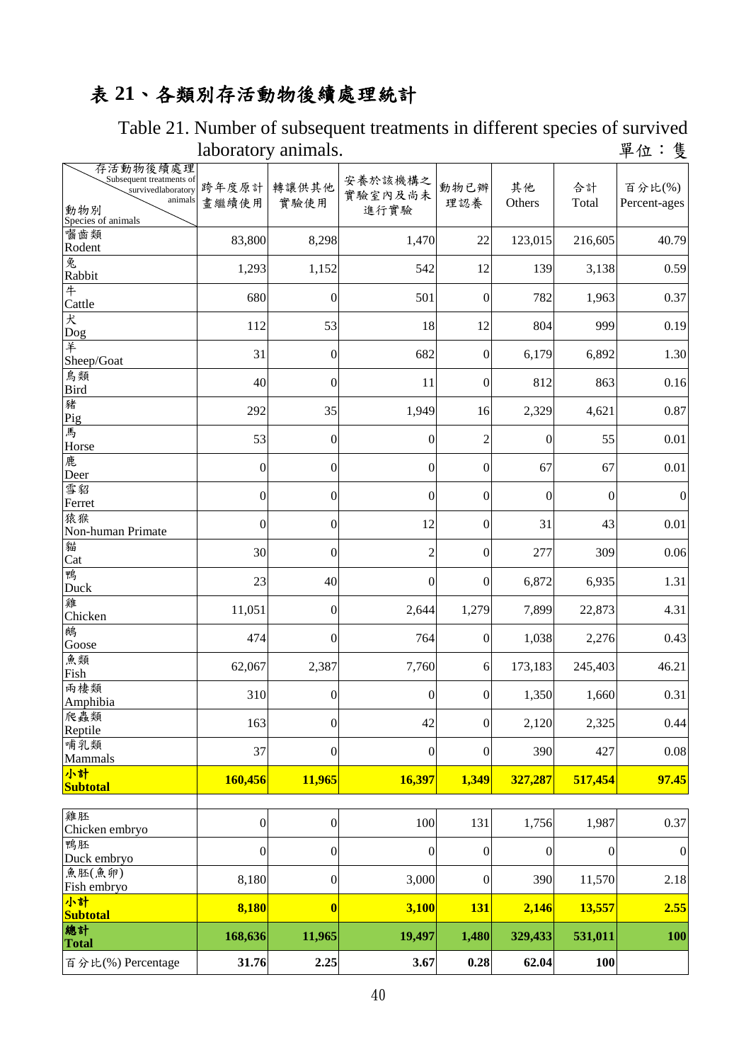# 表 21、各類別存活動物後續處理統計

Table 21. Number of subsequent treatments in different species of survived laboratory animals.

單位：隻

| 存活動物後續處理 Subsequent treatments of survivedlaboratory animals / 動物別 Species of animals | 跨年度原計畫繼續使用 | 轉讓供其他實驗使用 | 安養於該機構之實驗室內及尚未進行實驗 | 動物已辦理認養 | 其他 Others | 合計 Total | 百分比(%) Percent-ages |
|---|---|---|---|---|---|---|---|
| 囓齒類 Rodent | 83,800 | 8,298 | 1,470 | 22 | 123,015 | 216,605 | 40.79 |
| 兔 Rabbit | 1,293 | 1,152 | 542 | 12 | 139 | 3,138 | 0.59 |
| 牛 Cattle | 680 | 0 | 501 | 0 | 782 | 1,963 | 0.37 |
| 犬 Dog | 112 | 53 | 18 | 12 | 804 | 999 | 0.19 |
| 羊 Sheep/Goat | 31 | 0 | 682 | 0 | 6,179 | 6,892 | 1.30 |
| 鳥類 Bird | 40 | 0 | 11 | 0 | 812 | 863 | 0.16 |
| 豬 Pig | 292 | 35 | 1,949 | 16 | 2,329 | 4,621 | 0.87 |
| 馬 Horse | 53 | 0 | 0 | 2 | 0 | 55 | 0.01 |
| 鹿 Deer | 0 | 0 | 0 | 0 | 67 | 67 | 0.01 |
| 雪貂 Ferret | 0 | 0 | 0 | 0 | 0 | 0 | 0 |
| 猿猴 Non-human Primate | 0 | 0 | 12 | 0 | 31 | 43 | 0.01 |
| 貓 Cat | 30 | 0 | 2 | 0 | 277 | 309 | 0.06 |
| 鴨 Duck | 23 | 40 | 0 | 0 | 6,872 | 6,935 | 1.31 |
| 雞 Chicken | 11,051 | 0 | 2,644 | 1,279 | 7,899 | 22,873 | 4.31 |
| 鵝 Goose | 474 | 0 | 764 | 0 | 1,038 | 2,276 | 0.43 |
| 魚類 Fish | 62,067 | 2,387 | 7,760 | 6 | 173,183 | 245,403 | 46.21 |
| 兩棲類 Amphibia | 310 | 0 | 0 | 0 | 1,350 | 1,660 | 0.31 |
| 爬蟲類 Reptile | 163 | 0 | 42 | 0 | 2,120 | 2,325 | 0.44 |
| 哺乳類 Mammals | 37 | 0 | 0 | 0 | 390 | 427 | 0.08 |
| **小計 Subtotal** | **160,456** | **11,965** | **16,397** | **1,349** | **327,287** | **517,454** | **97.45** |
| 雞胚 Chicken embryo | 0 | 0 | 100 | 131 | 1,756 | 1,987 | 0.37 |
| 鴨胚 Duck embryo | 0 | 0 | 0 | 0 | 0 | 0 | 0 |
| 魚胚(魚卵) Fish embryo | 8,180 | 0 | 3,000 | 0 | 390 | 11,570 | 2.18 |
| **小計 Subtotal** | **8,180** | **0** | **3,100** | **131** | **2,146** | **13,557** | **2.55** |
| **總計 Total** | **168,636** | **11,965** | **19,497** | **1,480** | **329,433** | **531,011** | **100** |
| 百分比(%) Percentage | **31.76** | **2.25** | **3.67** | **0.28** | **62.04** | **100** | |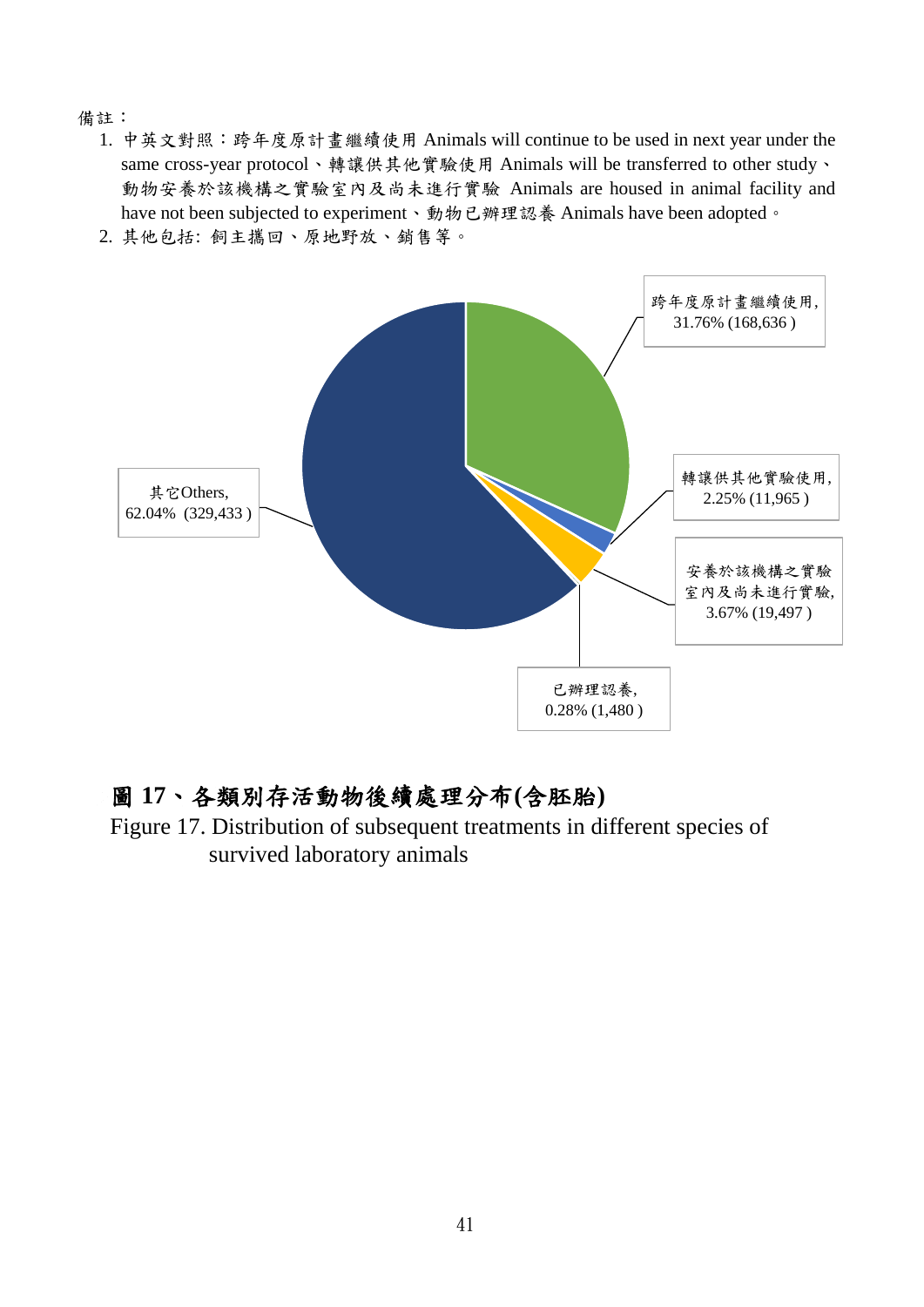備註：

1. 中英文對照：跨年度原計畫繼續使用 Animals will continue to be used in next year under the same cross-year protocol、轉讓供其他實驗使用 Animals will be transferred to other study、動物安養於該機構之實驗室內及尚未進行實驗 Animals are housed in animal facility and have not been subjected to experiment、動物已辦理認養 Animals have been adopted。
2. 其他包括: 飼主攜回、原地野放、銷售等。

跨年度原計畫繼續使用, 31.76% (168,636 )

轉讓供其他實驗使用, 2.25% (11,965 )

安養於該機構之實驗室內及尚未進行實驗, 3.67% (19,497 )

已辦理認養, 0.28% (1,480 )

其它Others, 62.04% (329,433 )

## 圖 17、各類別存活動物後續處理分布(含胚胎)

Figure 17. Distribution of subsequent treatments in different species of survived laboratory animals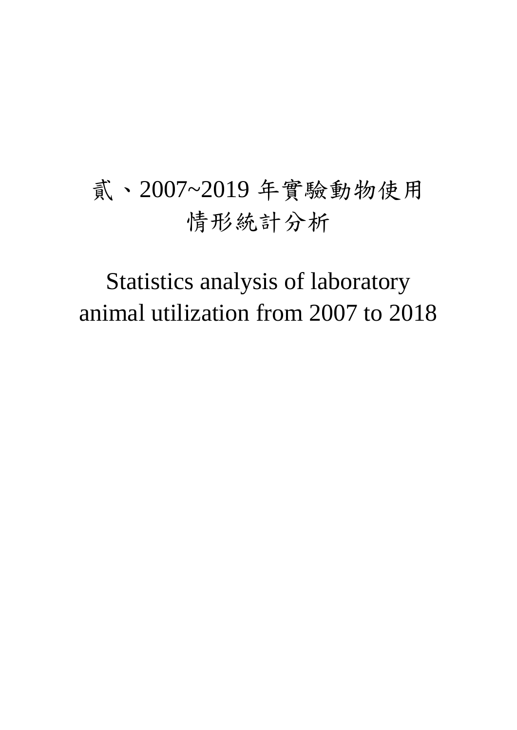# 貳、2007~2019 年實驗動物使用情形統計分析

# Statistics analysis of laboratory animal utilization from 2007 to 2018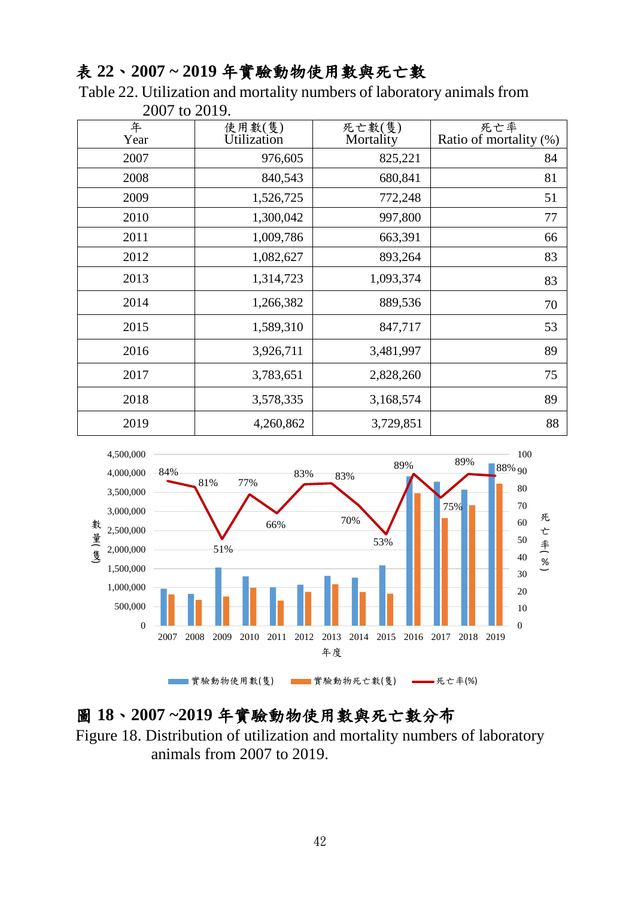**表 22、2007 ~ 2019 年實驗動物使用數與死亡數**

Table 22. Utilization and mortality numbers of laboratory animals from 2007 to 2019.

| 年<br>Year | 使用數(隻)<br>Utilization | 死亡數(隻)<br>Mortality | 死亡率<br>Ratio of mortality (%) |
|---|---|---|---|
| 2007 | 976,605 | 825,221 | 84 |
| 2008 | 840,543 | 680,841 | 81 |
| 2009 | 1,526,725 | 772,248 | 51 |
| 2010 | 1,300,042 | 997,800 | 77 |
| 2011 | 1,009,786 | 663,391 | 66 |
| 2012 | 1,082,627 | 893,264 | 83 |
| 2013 | 1,314,723 | 1,093,374 | 83 |
| 2014 | 1,266,382 | 889,536 | 70 |
| 2015 | 1,589,310 | 847,717 | 53 |
| 2016 | 3,926,711 | 3,481,997 | 89 |
| 2017 | 3,783,651 | 2,828,260 | 75 |
| 2018 | 3,578,335 | 3,168,574 | 89 |
| 2019 | 4,260,862 | 3,729,851 | 88 |

**圖 18、2007 ~2019 年實驗動物使用數與死亡數分布**

Figure 18. Distribution of utilization and mortality numbers of laboratory animals from 2007 to 2019.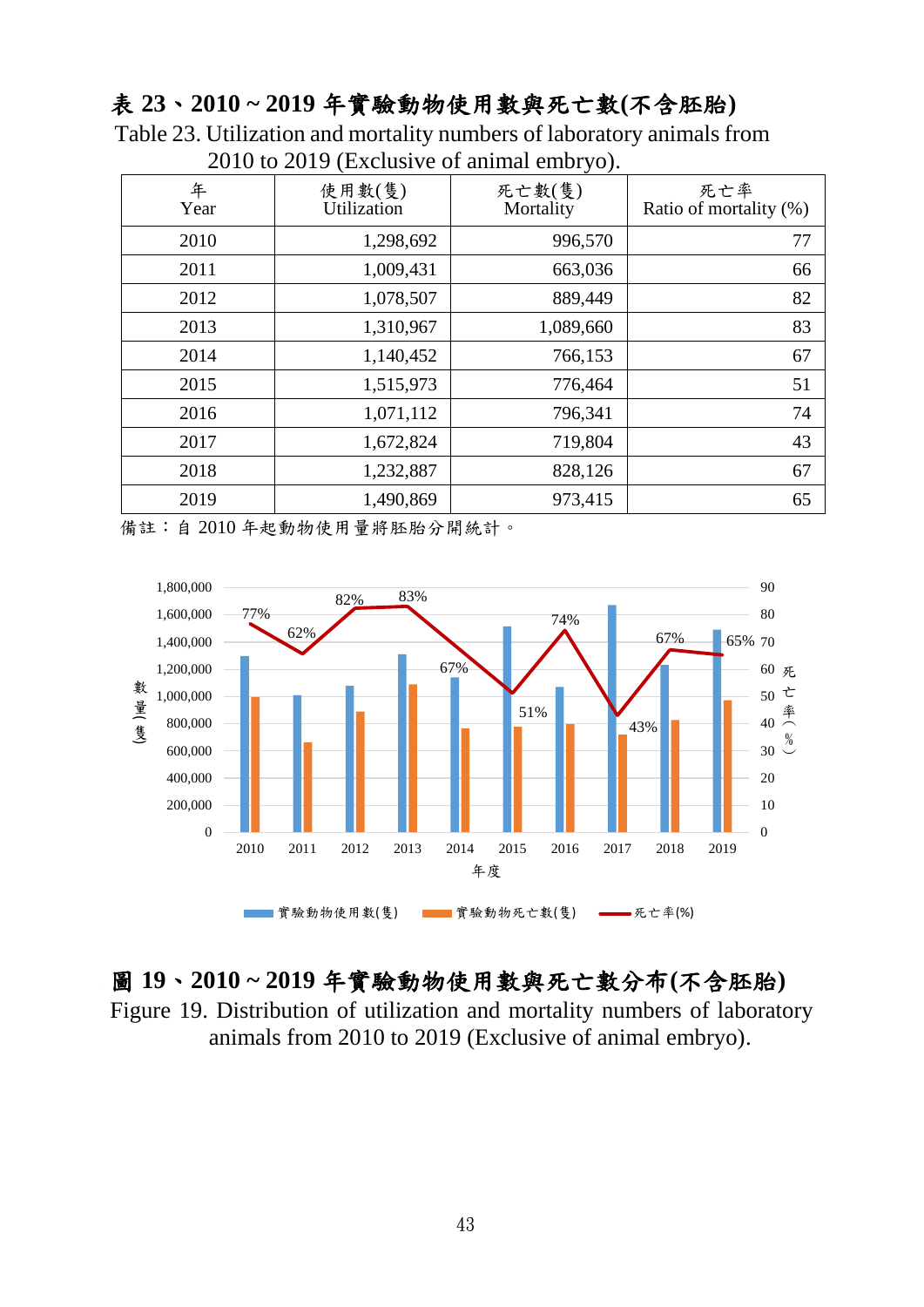**表 23、2010～2019 年實驗動物使用數與死亡數(不含胚胎)**

Table 23. Utilization and mortality numbers of laboratory animals from 2010 to 2019 (Exclusive of animal embryo).

| 年 Year | 使用數(隻) Utilization | 死亡數(隻) Mortality | 死亡率 Ratio of mortality (%) |
|---|---|---|---|
| 2010 | 1,298,692 | 996,570 | 77 |
| 2011 | 1,009,431 | 663,036 | 66 |
| 2012 | 1,078,507 | 889,449 | 82 |
| 2013 | 1,310,967 | 1,089,660 | 83 |
| 2014 | 1,140,452 | 766,153 | 67 |
| 2015 | 1,515,973 | 776,464 | 51 |
| 2016 | 1,071,112 | 796,341 | 74 |
| 2017 | 1,672,824 | 719,804 | 43 |
| 2018 | 1,232,887 | 828,126 | 67 |
| 2019 | 1,490,869 | 973,415 | 65 |

備註：自 2010 年起動物使用量將胚胎分開統計。

1,800,000
1,600,000
1,400,000
1,200,000
1,000,000
800,000
600,000
400,000
200,000
0

數量(隻)

90
80
70
60
50
40
30
20
10
0

死亡率(%)

77% 62% 82% 83% 67% 51% 74% 43% 67% 65%

2010 2011 2012 2013 2014 2015 2016 2017 2018 2019

年度

實驗動物使用數(隻) 實驗動物死亡數(隻) 死亡率(%)

**圖 19、2010～2019 年實驗動物使用數與死亡數分布(不含胚胎)**

Figure 19. Distribution of utilization and mortality numbers of laboratory animals from 2010 to 2019 (Exclusive of animal embryo).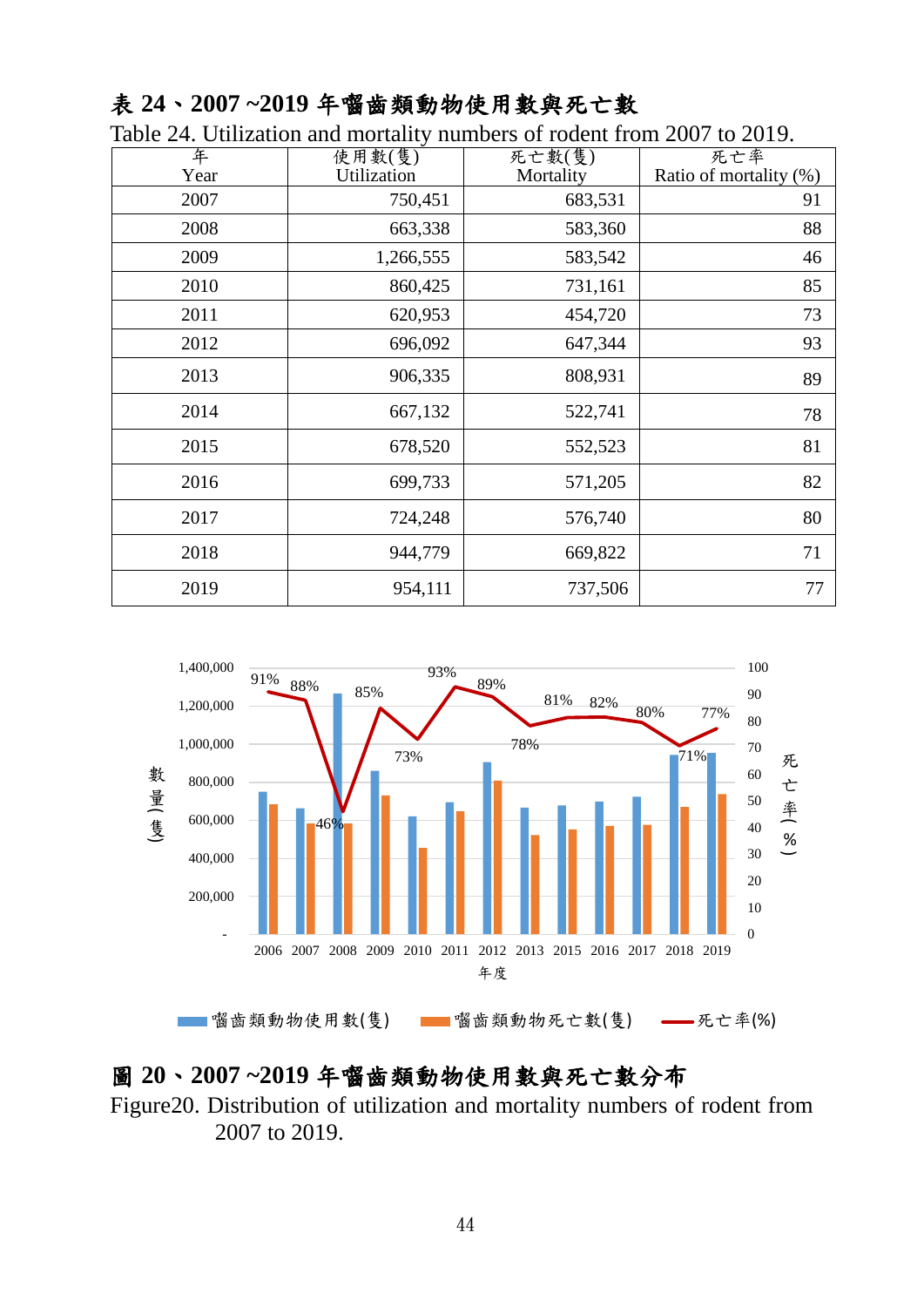# 表 24、2007 ~2019 年囓齒類動物使用數與死亡數

Table 24. Utilization and mortality numbers of rodent from 2007 to 2019.

| 年<br>Year | 使用數(隻)<br>Utilization | 死亡數(隻)<br>Mortality | 死亡率<br>Ratio of mortality (%) |
|---|---|---|---|
| 2007 | 750,451 | 683,531 | 91 |
| 2008 | 663,338 | 583,360 | 88 |
| 2009 | 1,266,555 | 583,542 | 46 |
| 2010 | 860,425 | 731,161 | 85 |
| 2011 | 620,953 | 454,720 | 73 |
| 2012 | 696,092 | 647,344 | 93 |
| 2013 | 906,335 | 808,931 | 89 |
| 2014 | 667,132 | 522,741 | 78 |
| 2015 | 678,520 | 552,523 | 81 |
| 2016 | 699,733 | 571,205 | 82 |
| 2017 | 724,248 | 576,740 | 80 |
| 2018 | 944,779 | 669,822 | 71 |
| 2019 | 954,111 | 737,506 | 77 |

# 圖 20、2007 ~2019 年囓齒類動物使用數與死亡數分布

Figure20. Distribution of utilization and mortality numbers of rodent from 2007 to 2019.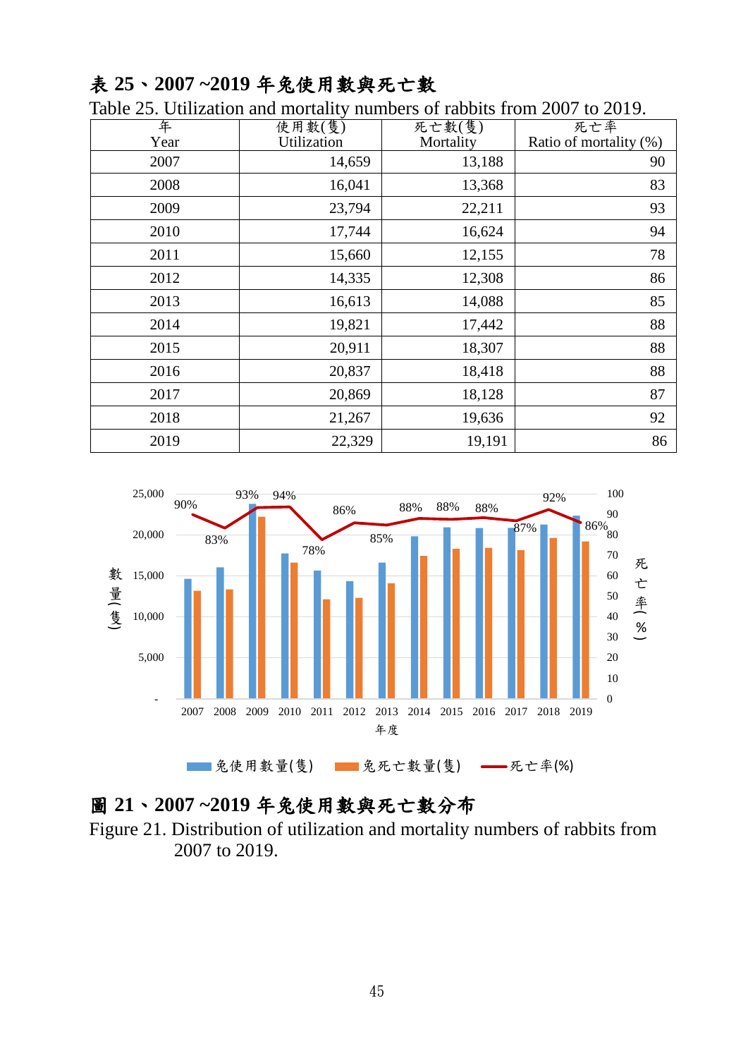## 表 25、2007 ~2019 年兔使用數與死亡數

Table 25. Utilization and mortality numbers of rabbits from 2007 to 2019.

| 年<br>Year | 使用數(隻)<br>Utilization | 死亡數(隻)<br>Mortality | 死亡率<br>Ratio of mortality (%) |
|---|---|---|---|
| 2007 | 14,659 | 13,188 | 90 |
| 2008 | 16,041 | 13,368 | 83 |
| 2009 | 23,794 | 22,211 | 93 |
| 2010 | 17,744 | 16,624 | 94 |
| 2011 | 15,660 | 12,155 | 78 |
| 2012 | 14,335 | 12,308 | 86 |
| 2013 | 16,613 | 14,088 | 85 |
| 2014 | 19,821 | 17,442 | 88 |
| 2015 | 20,911 | 18,307 | 88 |
| 2016 | 20,837 | 18,418 | 88 |
| 2017 | 20,869 | 18,128 | 87 |
| 2018 | 21,267 | 19,636 | 92 |
| 2019 | 22,329 | 19,191 | 86 |

25,000
20,000
15,000
10,000
5,000
-
數量(隻)

100
90
80
70
60
50
40
30
20
10
0
死亡率(%)

90% 83% 93% 94% 78% 86% 85% 88% 88% 88% 87% 92% 86%

2007 2008 2009 2010 2011 2012 2013 2014 2015 2016 2017 2018 2019
年度

兔使用數量(隻) 兔死亡數量(隻) 死亡率(%)

## 圖 21、2007 ~2019 年兔使用數與死亡數分布

Figure 21. Distribution of utilization and mortality numbers of rabbits from 2007 to 2019.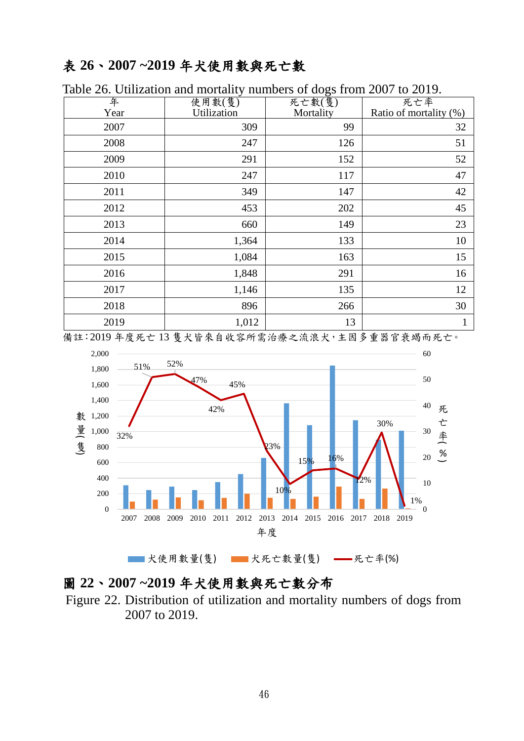## 表 26、2007 ~2019 年犬使用數與死亡數

Table 26. Utilization and mortality numbers of dogs from 2007 to 2019.

| 年<br>Year | 使用數(隻)<br>Utilization | 死亡數(隻)<br>Mortality | 死亡率<br>Ratio of mortality (%) |
|---|---|---|---|
| 2007 | 309 | 99 | 32 |
| 2008 | 247 | 126 | 51 |
| 2009 | 291 | 152 | 52 |
| 2010 | 247 | 117 | 47 |
| 2011 | 349 | 147 | 42 |
| 2012 | 453 | 202 | 45 |
| 2013 | 660 | 149 | 23 |
| 2014 | 1,364 | 133 | 10 |
| 2015 | 1,084 | 163 | 15 |
| 2016 | 1,848 | 291 | 16 |
| 2017 | 1,146 | 135 | 12 |
| 2018 | 896 | 266 | 30 |
| 2019 | 1,012 | 13 | 1 |

備註:2019 年度死亡 13 隻犬皆來自收容所需治療之流浪犬,主因多重器官衰竭而死亡。

數量(隻)
2,000
1,800
1,600
1,400
1,200
1,000
800
600
400
200
0

死亡率(%)
60
50
40
30
20
10
0

32%
51%
52%
47%
42%
45%
23%
10%
15%
16%
12%
30%
1%

2007 2008 2009 2010 2011 2012 2013 2014 2015 2016 2017 2018 2019

年度

犬使用數量(隻) 犬死亡數量(隻) 死亡率(%)

## 圖 22、2007 ~2019 年犬使用數與死亡數分布

Figure 22. Distribution of utilization and mortality numbers of dogs from 2007 to 2019.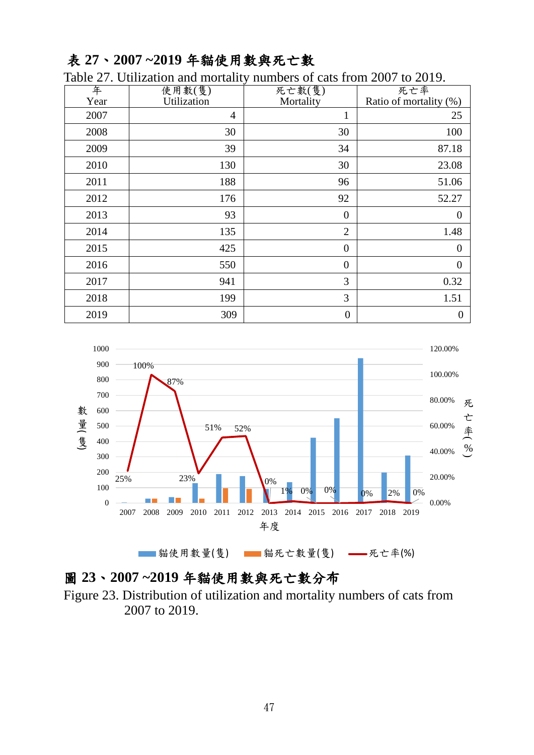# 表 27、2007 ~2019 年貓使用數與死亡數

Table 27. Utilization and mortality numbers of cats from 2007 to 2019.

| 年 Year | 使用數(隻) Utilization | 死亡數(隻) Mortality | 死亡率 Ratio of mortality (%) |
|---|---|---|---|
| 2007 | 4 | 1 | 25 |
| 2008 | 30 | 30 | 100 |
| 2009 | 39 | 34 | 87.18 |
| 2010 | 130 | 30 | 23.08 |
| 2011 | 188 | 96 | 51.06 |
| 2012 | 176 | 92 | 52.27 |
| 2013 | 93 | 0 | 0 |
| 2014 | 135 | 2 | 1.48 |
| 2015 | 425 | 0 | 0 |
| 2016 | 550 | 0 | 0 |
| 2017 | 941 | 3 | 0.32 |
| 2018 | 199 | 3 | 1.51 |
| 2019 | 309 | 0 | 0 |

1000
900
800
700
600
500
400
300
200
100
0

120.00%
100.00%
80.00%
60.00%
40.00%
20.00%
0.00%

數量(隻)

死亡率(%)

100%
87%
51%
52%
25%
23%
0%
1%
0%
0%
0%
2%
0%

2007 2008 2009 2010 2011 2012 2013 2014 2015 2016 2017 2018 2019

年度

貓使用數量(隻) 貓死亡數量(隻) 死亡率(%)

## 圖 23、2007 ~2019 年貓使用數與死亡數分布

Figure 23. Distribution of utilization and mortality numbers of cats from 2007 to 2019.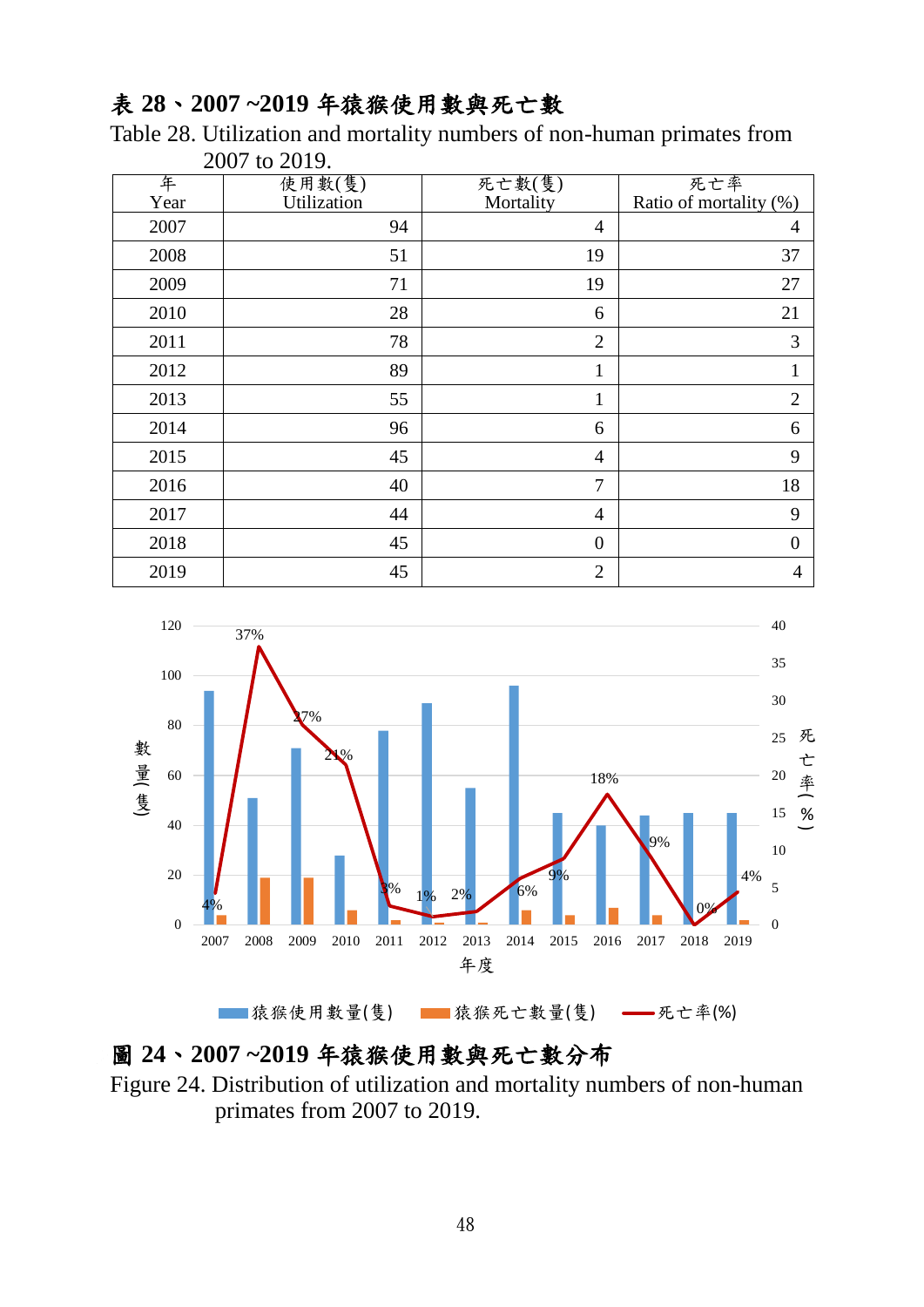**表 28、2007 ~2019 年猿猴使用數與死亡數**

Table 28. Utilization and mortality numbers of non-human primates from 2007 to 2019.

| 年 Year | 使用數(隻) Utilization | 死亡數(隻) Mortality | 死亡率 Ratio of mortality (%) |
|---|---|---|---|
| 2007 | 94 | 4 | 4 |
| 2008 | 51 | 19 | 37 |
| 2009 | 71 | 19 | 27 |
| 2010 | 28 | 6 | 21 |
| 2011 | 78 | 2 | 3 |
| 2012 | 89 | 1 | 1 |
| 2013 | 55 | 1 | 2 |
| 2014 | 96 | 6 | 6 |
| 2015 | 45 | 4 | 9 |
| 2016 | 40 | 7 | 18 |
| 2017 | 44 | 4 | 9 |
| 2018 | 45 | 0 | 0 |
| 2019 | 45 | 2 | 4 |

數量(隻)
120
100
80
60
40
20
0

死亡率(%)
40
35
30
25
20
15
10
5
0

4% 37% 27% 21% 3% 1% 2% 6% 9% 18% 9% 0% 4%

2007 2008 2009 2010 2011 2012 2013 2014 2015 2016 2017 2018 2019

年度

猿猴使用數量(隻) 猿猴死亡數量(隻) 死亡率(%)

**圖 24、2007 ~2019 年猿猴使用數與死亡數分布**

Figure 24. Distribution of utilization and mortality numbers of non-human primates from 2007 to 2019.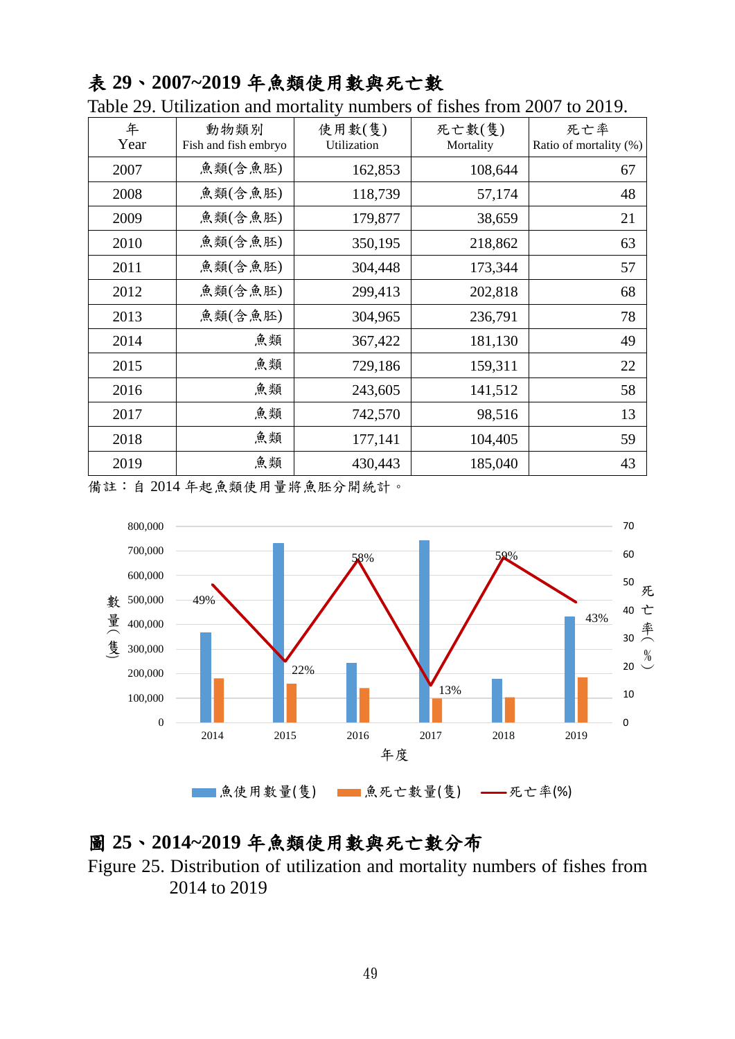## 表 29、2007~2019 年魚類使用數與死亡數

Table 29. Utilization and mortality numbers of fishes from 2007 to 2019.

| 年<br>Year | 動物類別<br>Fish and fish embryo | 使用數(隻)<br>Utilization | 死亡數(隻)<br>Mortality | 死亡率<br>Ratio of mortality (%) |
|---|---|---|---|---|
| 2007 | 魚類(含魚胚) | 162,853 | 108,644 | 67 |
| 2008 | 魚類(含魚胚) | 118,739 | 57,174 | 48 |
| 2009 | 魚類(含魚胚) | 179,877 | 38,659 | 21 |
| 2010 | 魚類(含魚胚) | 350,195 | 218,862 | 63 |
| 2011 | 魚類(含魚胚) | 304,448 | 173,344 | 57 |
| 2012 | 魚類(含魚胚) | 299,413 | 202,818 | 68 |
| 2013 | 魚類(含魚胚) | 304,965 | 236,791 | 78 |
| 2014 | 魚類 | 367,422 | 181,130 | 49 |
| 2015 | 魚類 | 729,186 | 159,311 | 22 |
| 2016 | 魚類 | 243,605 | 141,512 | 58 |
| 2017 | 魚類 | 742,570 | 98,516 | 13 |
| 2018 | 魚類 | 177,141 | 104,405 | 59 |
| 2019 | 魚類 | 430,443 | 185,040 | 43 |

備註：自 2014 年起魚類使用量將魚胚分開統計。

數量(隻)

800,000
700,000
600,000
500,000
400,000
300,000
200,000
100,000
0

死亡率(%)

70
60
50
40
30
20
10
0

49%
22%
58%
13%
59%
43%

2014
2015
2016
2017
2018
2019

年度

魚使用數量(隻)　魚死亡數量(隻)　死亡率(%)

## 圖 25、2014~2019 年魚類使用數與死亡數分布

Figure 25. Distribution of utilization and mortality numbers of fishes from 2014 to 2019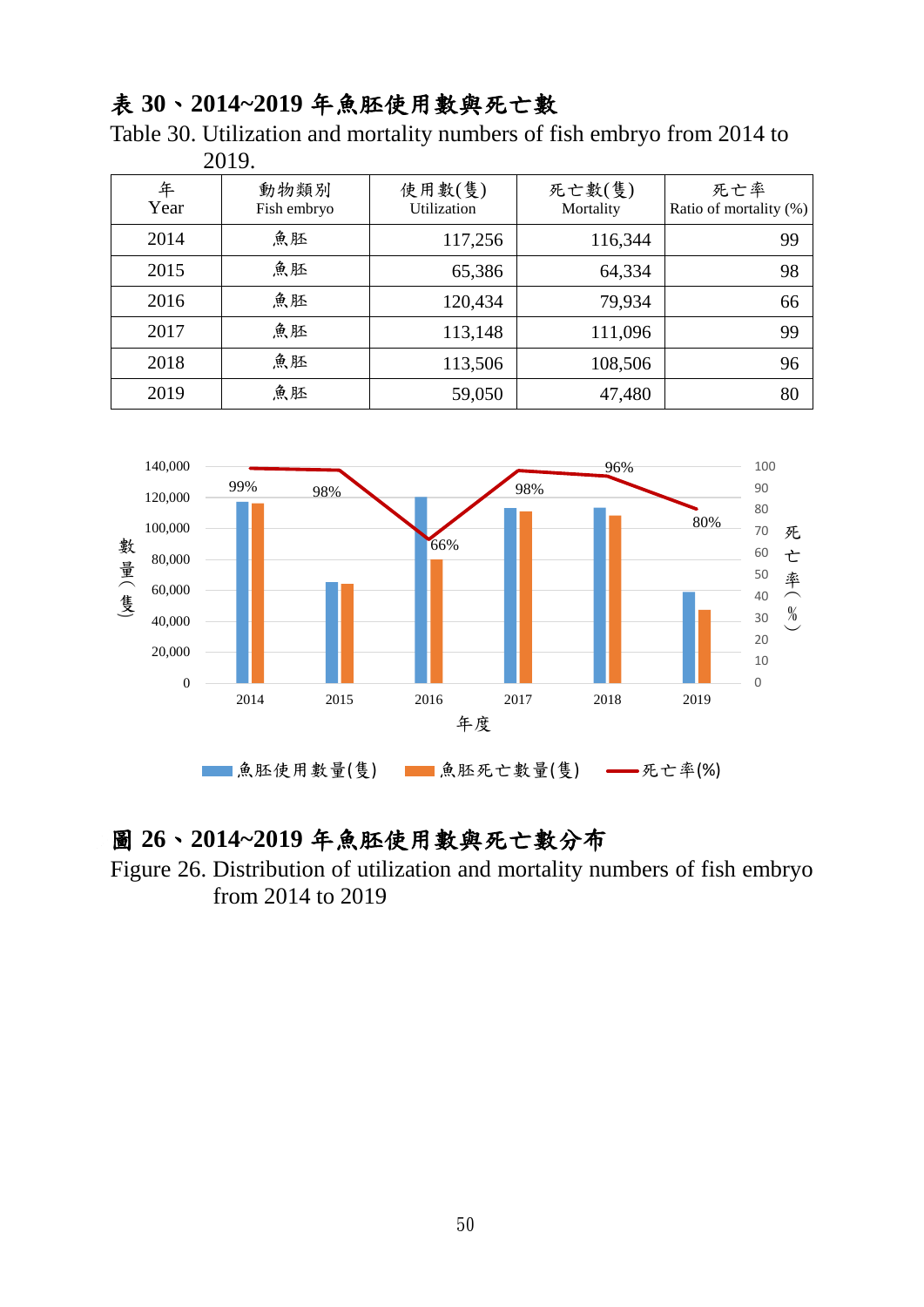## 表 30、2014~2019 年魚胚使用數與死亡數

Table 30. Utilization and mortality numbers of fish embryo from 2014 to 2019.

| 年<br>Year | 動物類別<br>Fish embryo | 使用數(隻)<br>Utilization | 死亡數(隻)<br>Mortality | 死亡率<br>Ratio of mortality (%) |
|---|---|---|---|---|
| 2014 | 魚胚 | 117,256 | 116,344 | 99 |
| 2015 | 魚胚 | 65,386 | 64,334 | 98 |
| 2016 | 魚胚 | 120,434 | 79,934 | 66 |
| 2017 | 魚胚 | 113,148 | 111,096 | 99 |
| 2018 | 魚胚 | 113,506 | 108,506 | 96 |
| 2019 | 魚胚 | 59,050 | 47,480 | 80 |

140,000
120,000
100,000
80,000
60,000
40,000
20,000
0

數量(隻)

100
90
80
70
60
50
40
30
20
10
0

死亡率(%)

99%
98%
66%
98%
96%
80%

2014
2015
2016
2017
2018
2019

年度

魚胚使用數量(隻) 魚胚死亡數量(隻) 死亡率(%)

## 圖 26、2014~2019 年魚胚使用數與死亡數分布

Figure 26. Distribution of utilization and mortality numbers of fish embryo from 2014 to 2019